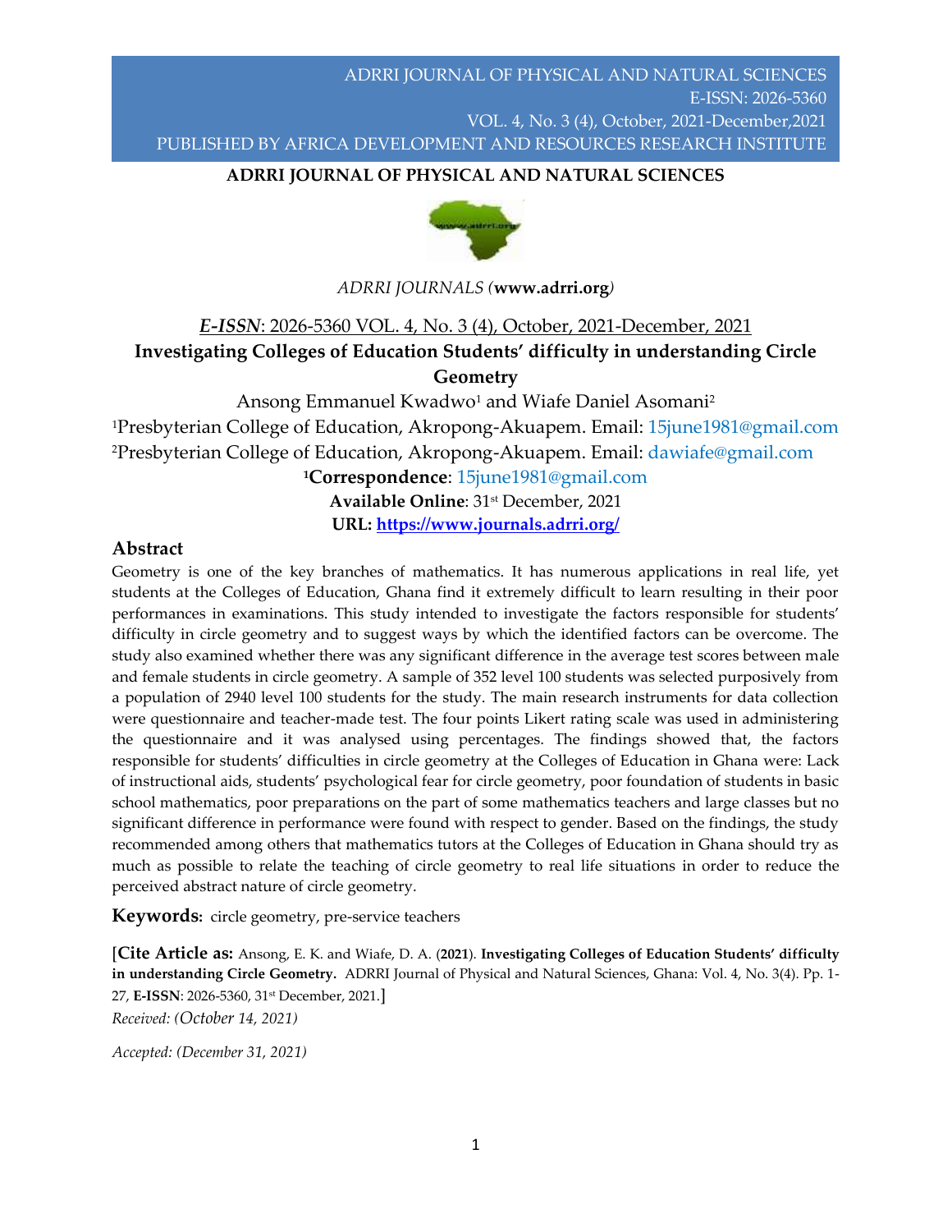ADRRI JOURNAL OF PHYSICAL AND NATURAL SCIENCES

*ADRRI JOURNALS (**www.adrri.org**)*

*E-ISSN*: 2026-5360 VOL. 4, No. 3 (4), October, 2021-December, 2021

# Investigating Colleges of Education Students' difficulty in understanding Circle Geometry

Ansong Emmanuel Kwadwo[1] and Wiafe Daniel Asomani[2]

[1]Presbyterian College of Education, Akropong-Akuapem. Email: 15june1981@gmail.com

[2]Presbyterian College of Education, Akropong-Akuapem. Email: dawiafe@gmail.com

[1]**Correspondence**: 15june1981@gmail.com

**Available Online**: 31st December, 2021

**URL: https://www.journals.adrri.org/**

## Abstract

Geometry is one of the key branches of mathematics. It has numerous applications in real life, yet students at the Colleges of Education, Ghana find it extremely difficult to learn resulting in their poor performances in examinations. This study intended to investigate the factors responsible for students' difficulty in circle geometry and to suggest ways by which the identified factors can be overcome. The study also examined whether there was any significant difference in the average test scores between male and female students in circle geometry. A sample of 352 level 100 students was selected purposively from a population of 2940 level 100 students for the study. The main research instruments for data collection were questionnaire and teacher-made test. The four points Likert rating scale was used in administering the questionnaire and it was analysed using percentages. The findings showed that, the factors responsible for students' difficulties in circle geometry at the Colleges of Education in Ghana were: Lack of instructional aids, students' psychological fear for circle geometry, poor foundation of students in basic school mathematics, poor preparations on the part of some mathematics teachers and large classes but no significant difference in performance were found with respect to gender. Based on the findings, the study recommended among others that mathematics tutors at the Colleges of Education in Ghana should try as much as possible to relate the teaching of circle geometry to real life situations in order to reduce the perceived abstract nature of circle geometry.

**Keywords:** circle geometry, pre-service teachers

[**Cite Article as:** Ansong, E. K. and Wiafe, D. A. (**2021**). **Investigating Colleges of Education Students' difficulty in understanding Circle Geometry.** ADRRI Journal of Physical and Natural Sciences, Ghana: Vol. 4, No. 3(4). Pp. 1-27, **E-ISSN**: 2026-5360, 31st December, 2021.]

*Received: (October 14, 2021)*

*Accepted: (December 31, 2021)*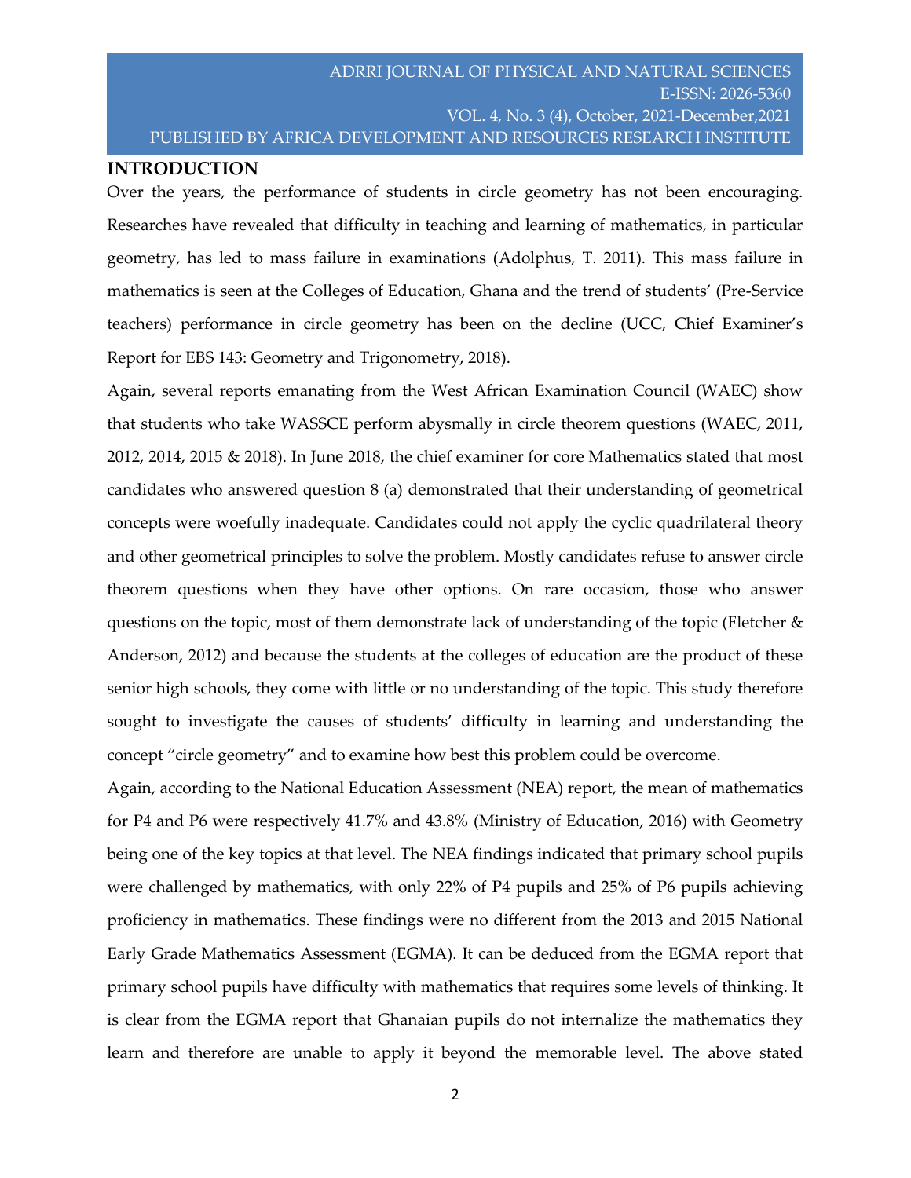## INTRODUCTION

Over the years, the performance of students in circle geometry has not been encouraging. Researches have revealed that difficulty in teaching and learning of mathematics, in particular geometry, has led to mass failure in examinations (Adolphus, T. 2011). This mass failure in mathematics is seen at the Colleges of Education, Ghana and the trend of students' (Pre-Service teachers) performance in circle geometry has been on the decline (UCC, Chief Examiner's Report for EBS 143: Geometry and Trigonometry, 2018).

Again, several reports emanating from the West African Examination Council (WAEC) show that students who take WASSCE perform abysmally in circle theorem questions (WAEC, 2011, 2012, 2014, 2015 & 2018). In June 2018, the chief examiner for core Mathematics stated that most candidates who answered question 8 (a) demonstrated that their understanding of geometrical concepts were woefully inadequate. Candidates could not apply the cyclic quadrilateral theory and other geometrical principles to solve the problem. Mostly candidates refuse to answer circle theorem questions when they have other options. On rare occasion, those who answer questions on the topic, most of them demonstrate lack of understanding of the topic (Fletcher & Anderson, 2012) and because the students at the colleges of education are the product of these senior high schools, they come with little or no understanding of the topic. This study therefore sought to investigate the causes of students' difficulty in learning and understanding the concept "circle geometry" and to examine how best this problem could be overcome.

Again, according to the National Education Assessment (NEA) report, the mean of mathematics for P4 and P6 were respectively 41.7% and 43.8% (Ministry of Education, 2016) with Geometry being one of the key topics at that level. The NEA findings indicated that primary school pupils were challenged by mathematics, with only 22% of P4 pupils and 25% of P6 pupils achieving proficiency in mathematics. These findings were no different from the 2013 and 2015 National Early Grade Mathematics Assessment (EGMA). It can be deduced from the EGMA report that primary school pupils have difficulty with mathematics that requires some levels of thinking. It is clear from the EGMA report that Ghanaian pupils do not internalize the mathematics they learn and therefore are unable to apply it beyond the memorable level. The above stated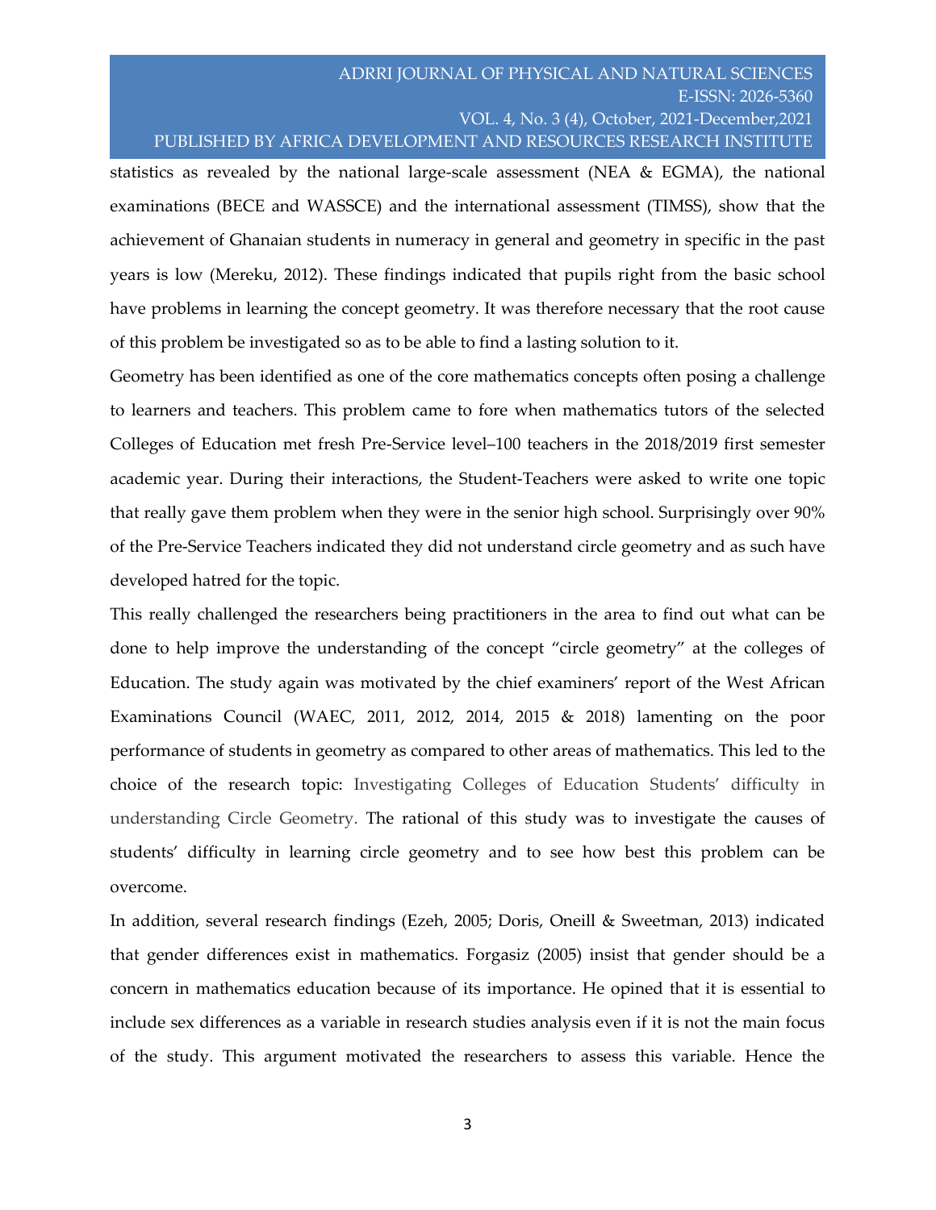statistics as revealed by the national large-scale assessment (NEA & EGMA), the national examinations (BECE and WASSCE) and the international assessment (TIMSS), show that the achievement of Ghanaian students in numeracy in general and geometry in specific in the past years is low (Mereku, 2012). These findings indicated that pupils right from the basic school have problems in learning the concept geometry. It was therefore necessary that the root cause of this problem be investigated so as to be able to find a lasting solution to it.

Geometry has been identified as one of the core mathematics concepts often posing a challenge to learners and teachers. This problem came to fore when mathematics tutors of the selected Colleges of Education met fresh Pre-Service level–100 teachers in the 2018/2019 first semester academic year. During their interactions, the Student-Teachers were asked to write one topic that really gave them problem when they were in the senior high school. Surprisingly over 90% of the Pre-Service Teachers indicated they did not understand circle geometry and as such have developed hatred for the topic.

This really challenged the researchers being practitioners in the area to find out what can be done to help improve the understanding of the concept "circle geometry" at the colleges of Education. The study again was motivated by the chief examiners' report of the West African Examinations Council (WAEC, 2011, 2012, 2014, 2015 & 2018) lamenting on the poor performance of students in geometry as compared to other areas of mathematics. This led to the choice of the research topic: Investigating Colleges of Education Students' difficulty in understanding Circle Geometry. The rational of this study was to investigate the causes of students' difficulty in learning circle geometry and to see how best this problem can be overcome.

In addition, several research findings (Ezeh, 2005; Doris, Oneill & Sweetman, 2013) indicated that gender differences exist in mathematics. Forgasiz (2005) insist that gender should be a concern in mathematics education because of its importance. He opined that it is essential to include sex differences as a variable in research studies analysis even if it is not the main focus of the study. This argument motivated the researchers to assess this variable. Hence the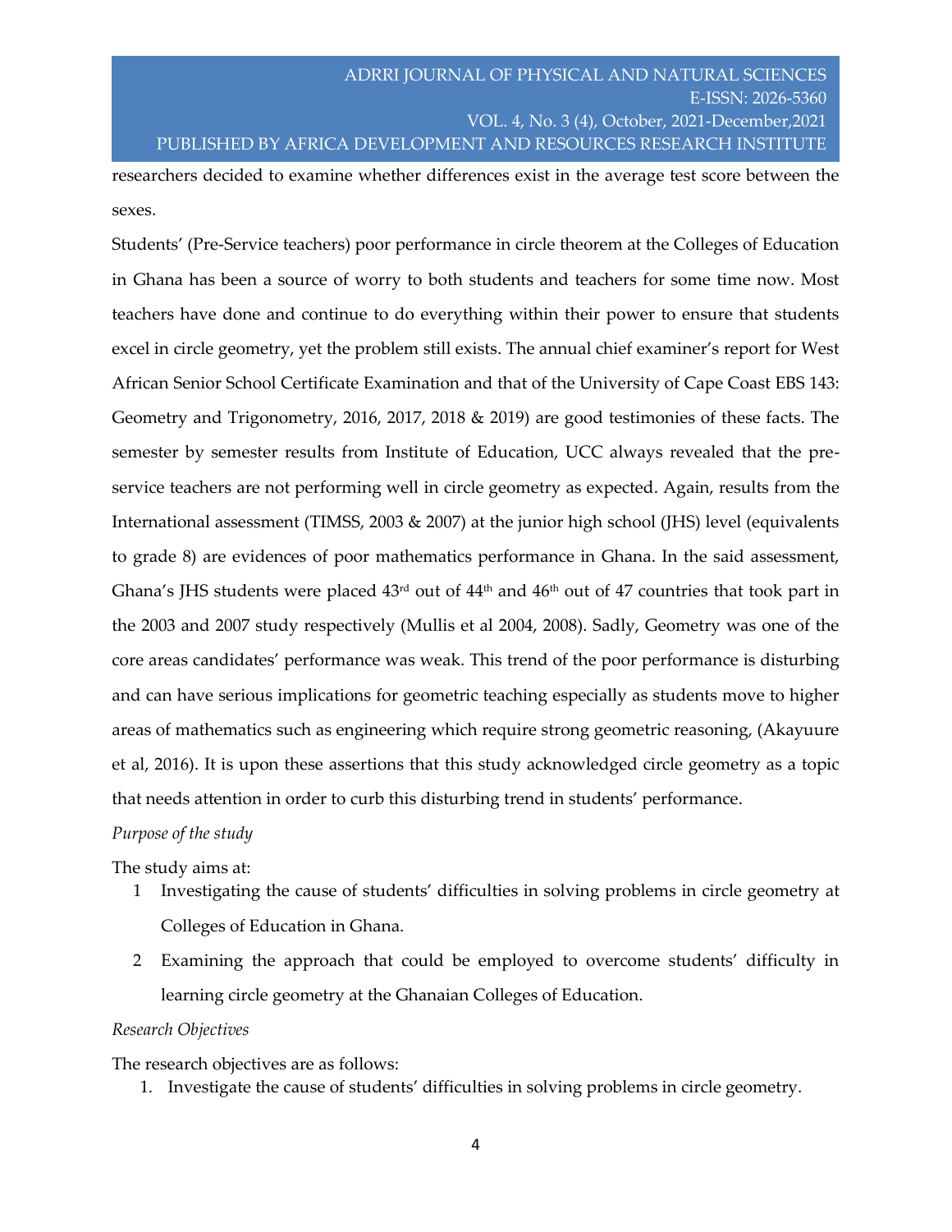researchers decided to examine whether differences exist in the average test score between the sexes.

Students' (Pre-Service teachers) poor performance in circle theorem at the Colleges of Education in Ghana has been a source of worry to both students and teachers for some time now. Most teachers have done and continue to do everything within their power to ensure that students excel in circle geometry, yet the problem still exists. The annual chief examiner's report for West African Senior School Certificate Examination and that of the University of Cape Coast EBS 143: Geometry and Trigonometry, 2016, 2017, 2018 & 2019) are good testimonies of these facts. The semester by semester results from Institute of Education, UCC always revealed that the pre-service teachers are not performing well in circle geometry as expected. Again, results from the International assessment (TIMSS, 2003 & 2007) at the junior high school (JHS) level (equivalents to grade 8) are evidences of poor mathematics performance in Ghana. In the said assessment, Ghana's JHS students were placed 43rd out of 44th and 46th out of 47 countries that took part in the 2003 and 2007 study respectively (Mullis et al 2004, 2008). Sadly, Geometry was one of the core areas candidates' performance was weak. This trend of the poor performance is disturbing and can have serious implications for geometric teaching especially as students move to higher areas of mathematics such as engineering which require strong geometric reasoning, (Akayuure et al, 2016). It is upon these assertions that this study acknowledged circle geometry as a topic that needs attention in order to curb this disturbing trend in students' performance.

*Purpose of the study*

The study aims at:

1 Investigating the cause of students' difficulties in solving problems in circle geometry at Colleges of Education in Ghana.

2 Examining the approach that could be employed to overcome students' difficulty in learning circle geometry at the Ghanaian Colleges of Education.

*Research Objectives*

The research objectives are as follows:

1. Investigate the cause of students' difficulties in solving problems in circle geometry.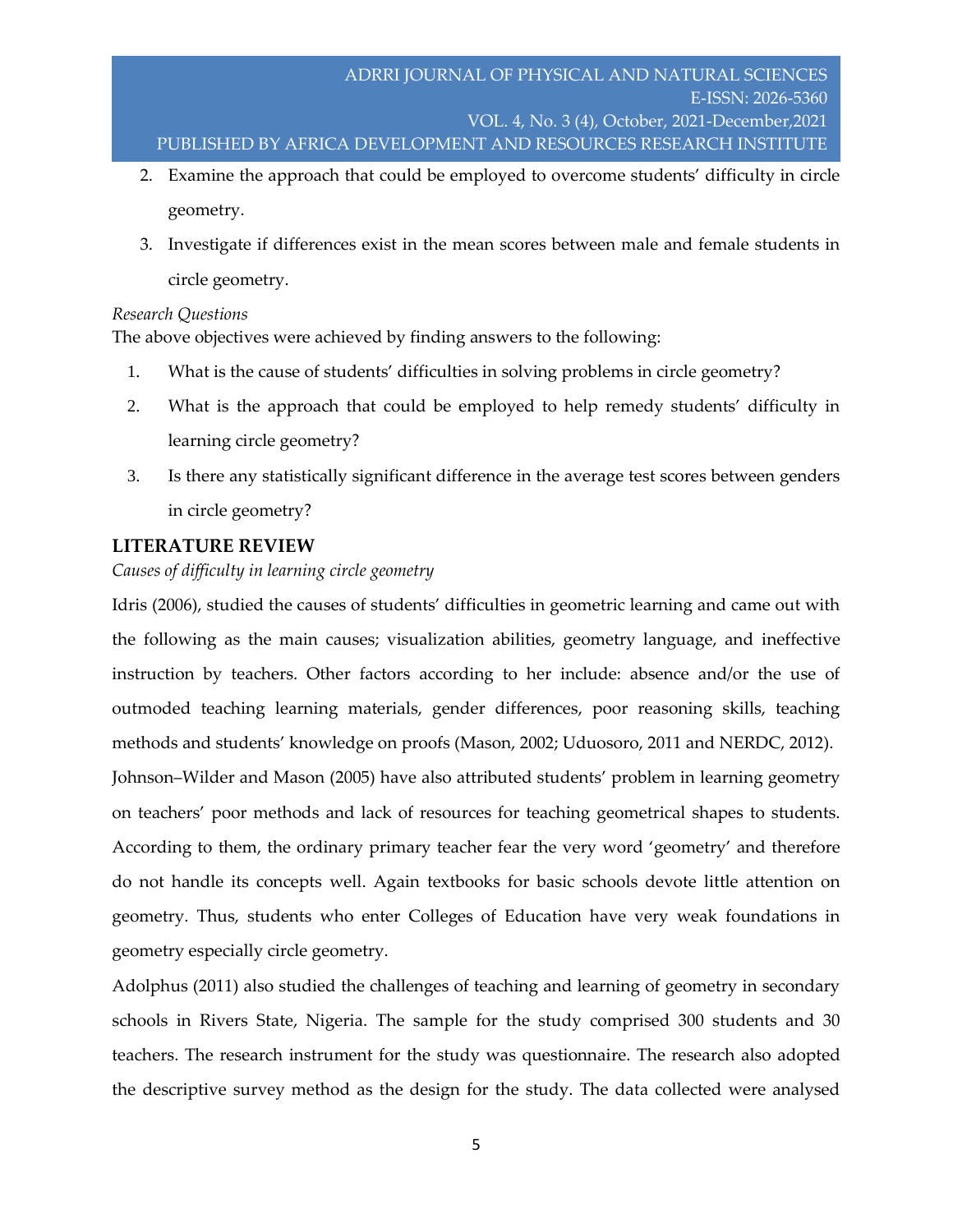2. Examine the approach that could be employed to overcome students' difficulty in circle geometry.
3. Investigate if differences exist in the mean scores between male and female students in circle geometry.

*Research Questions*

The above objectives were achieved by finding answers to the following:

1. What is the cause of students' difficulties in solving problems in circle geometry?
2. What is the approach that could be employed to help remedy students' difficulty in learning circle geometry?
3. Is there any statistically significant difference in the average test scores between genders in circle geometry?

## LITERATURE REVIEW

*Causes of difficulty in learning circle geometry*

Idris (2006), studied the causes of students' difficulties in geometric learning and came out with the following as the main causes; visualization abilities, geometry language, and ineffective instruction by teachers. Other factors according to her include: absence and/or the use of outmoded teaching learning materials, gender differences, poor reasoning skills, teaching methods and students' knowledge on proofs (Mason, 2002; Uduosoro, 2011 and NERDC, 2012).

Johnson–Wilder and Mason (2005) have also attributed students' problem in learning geometry on teachers' poor methods and lack of resources for teaching geometrical shapes to students. According to them, the ordinary primary teacher fear the very word 'geometry' and therefore do not handle its concepts well. Again textbooks for basic schools devote little attention on geometry. Thus, students who enter Colleges of Education have very weak foundations in geometry especially circle geometry.

Adolphus (2011) also studied the challenges of teaching and learning of geometry in secondary schools in Rivers State, Nigeria. The sample for the study comprised 300 students and 30 teachers. The research instrument for the study was questionnaire. The research also adopted the descriptive survey method as the design for the study. The data collected were analysed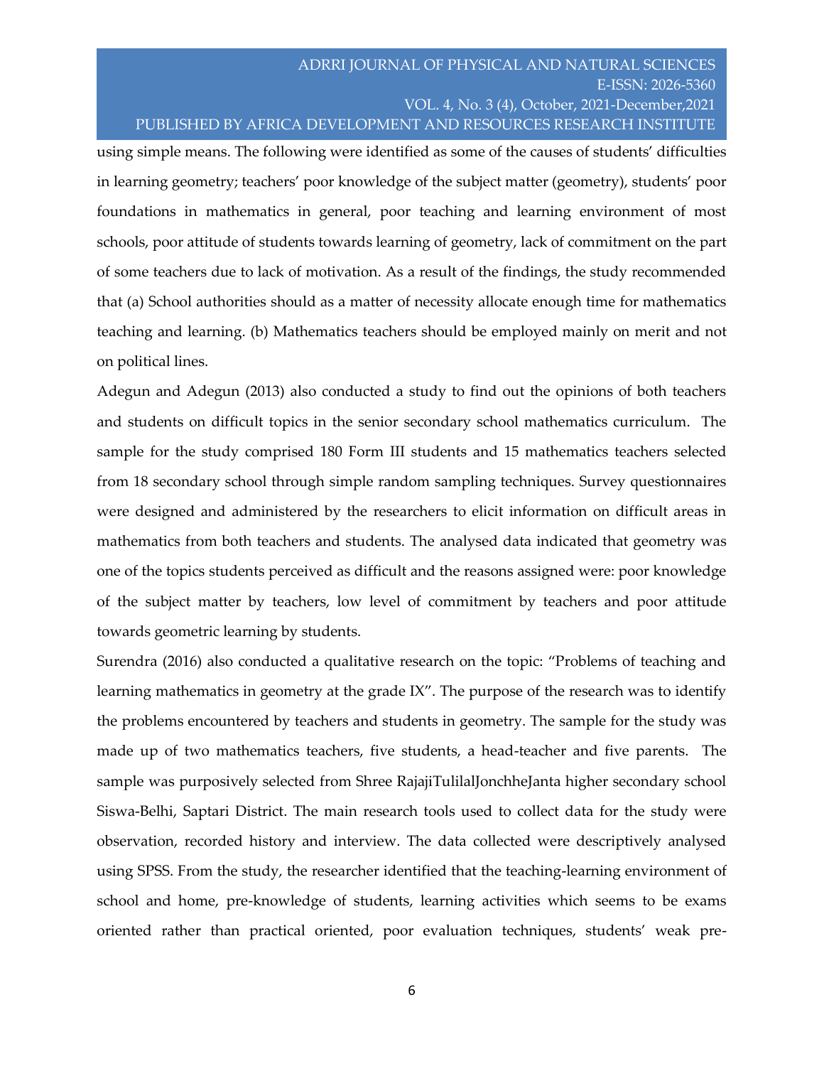using simple means. The following were identified as some of the causes of students' difficulties in learning geometry; teachers' poor knowledge of the subject matter (geometry), students' poor foundations in mathematics in general, poor teaching and learning environment of most schools, poor attitude of students towards learning of geometry, lack of commitment on the part of some teachers due to lack of motivation. As a result of the findings, the study recommended that (a) School authorities should as a matter of necessity allocate enough time for mathematics teaching and learning. (b) Mathematics teachers should be employed mainly on merit and not on political lines.

Adegun and Adegun (2013) also conducted a study to find out the opinions of both teachers and students on difficult topics in the senior secondary school mathematics curriculum. The sample for the study comprised 180 Form III students and 15 mathematics teachers selected from 18 secondary school through simple random sampling techniques. Survey questionnaires were designed and administered by the researchers to elicit information on difficult areas in mathematics from both teachers and students. The analysed data indicated that geometry was one of the topics students perceived as difficult and the reasons assigned were: poor knowledge of the subject matter by teachers, low level of commitment by teachers and poor attitude towards geometric learning by students.

Surendra (2016) also conducted a qualitative research on the topic: "Problems of teaching and learning mathematics in geometry at the grade IX". The purpose of the research was to identify the problems encountered by teachers and students in geometry. The sample for the study was made up of two mathematics teachers, five students, a head-teacher and five parents. The sample was purposively selected from Shree RajajiTulilalJonchheJanta higher secondary school Siswa-Belhi, Saptari District. The main research tools used to collect data for the study were observation, recorded history and interview. The data collected were descriptively analysed using SPSS. From the study, the researcher identified that the teaching-learning environment of school and home, pre-knowledge of students, learning activities which seems to be exams oriented rather than practical oriented, poor evaluation techniques, students' weak pre-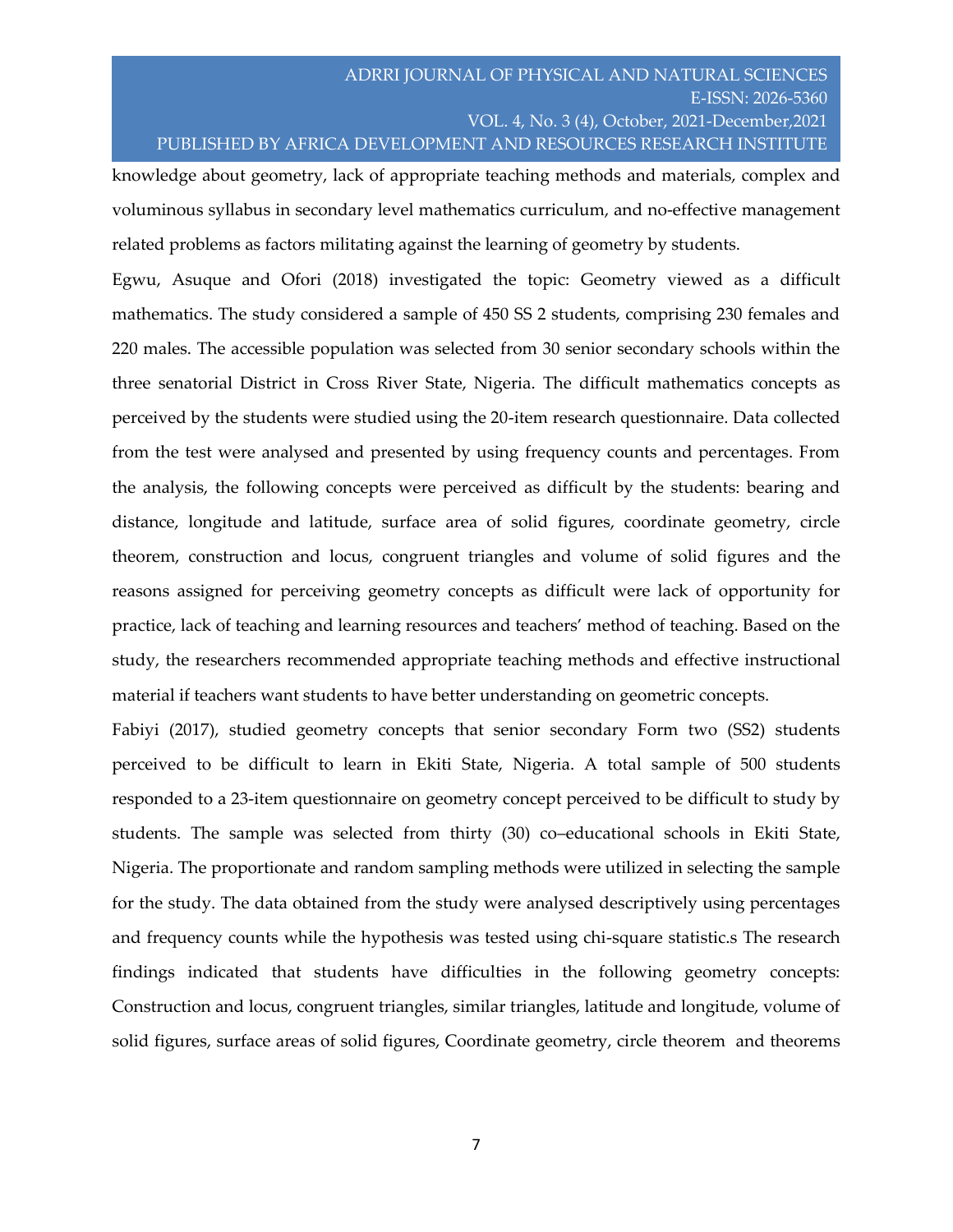knowledge about geometry, lack of appropriate teaching methods and materials, complex and voluminous syllabus in secondary level mathematics curriculum, and no-effective management related problems as factors militating against the learning of geometry by students.

Egwu, Asuque and Ofori (2018) investigated the topic: Geometry viewed as a difficult mathematics. The study considered a sample of 450 SS 2 students, comprising 230 females and 220 males. The accessible population was selected from 30 senior secondary schools within the three senatorial District in Cross River State, Nigeria. The difficult mathematics concepts as perceived by the students were studied using the 20-item research questionnaire. Data collected from the test were analysed and presented by using frequency counts and percentages. From the analysis, the following concepts were perceived as difficult by the students: bearing and distance, longitude and latitude, surface area of solid figures, coordinate geometry, circle theorem, construction and locus, congruent triangles and volume of solid figures and the reasons assigned for perceiving geometry concepts as difficult were lack of opportunity for practice, lack of teaching and learning resources and teachers' method of teaching. Based on the study, the researchers recommended appropriate teaching methods and effective instructional material if teachers want students to have better understanding on geometric concepts.

Fabiyi (2017), studied geometry concepts that senior secondary Form two (SS2) students perceived to be difficult to learn in Ekiti State, Nigeria. A total sample of 500 students responded to a 23-item questionnaire on geometry concept perceived to be difficult to study by students. The sample was selected from thirty (30) co–educational schools in Ekiti State, Nigeria. The proportionate and random sampling methods were utilized in selecting the sample for the study. The data obtained from the study were analysed descriptively using percentages and frequency counts while the hypothesis was tested using chi-square statistic.s The research findings indicated that students have difficulties in the following geometry concepts: Construction and locus, congruent triangles, similar triangles, latitude and longitude, volume of solid figures, surface areas of solid figures, Coordinate geometry, circle theorem and theorems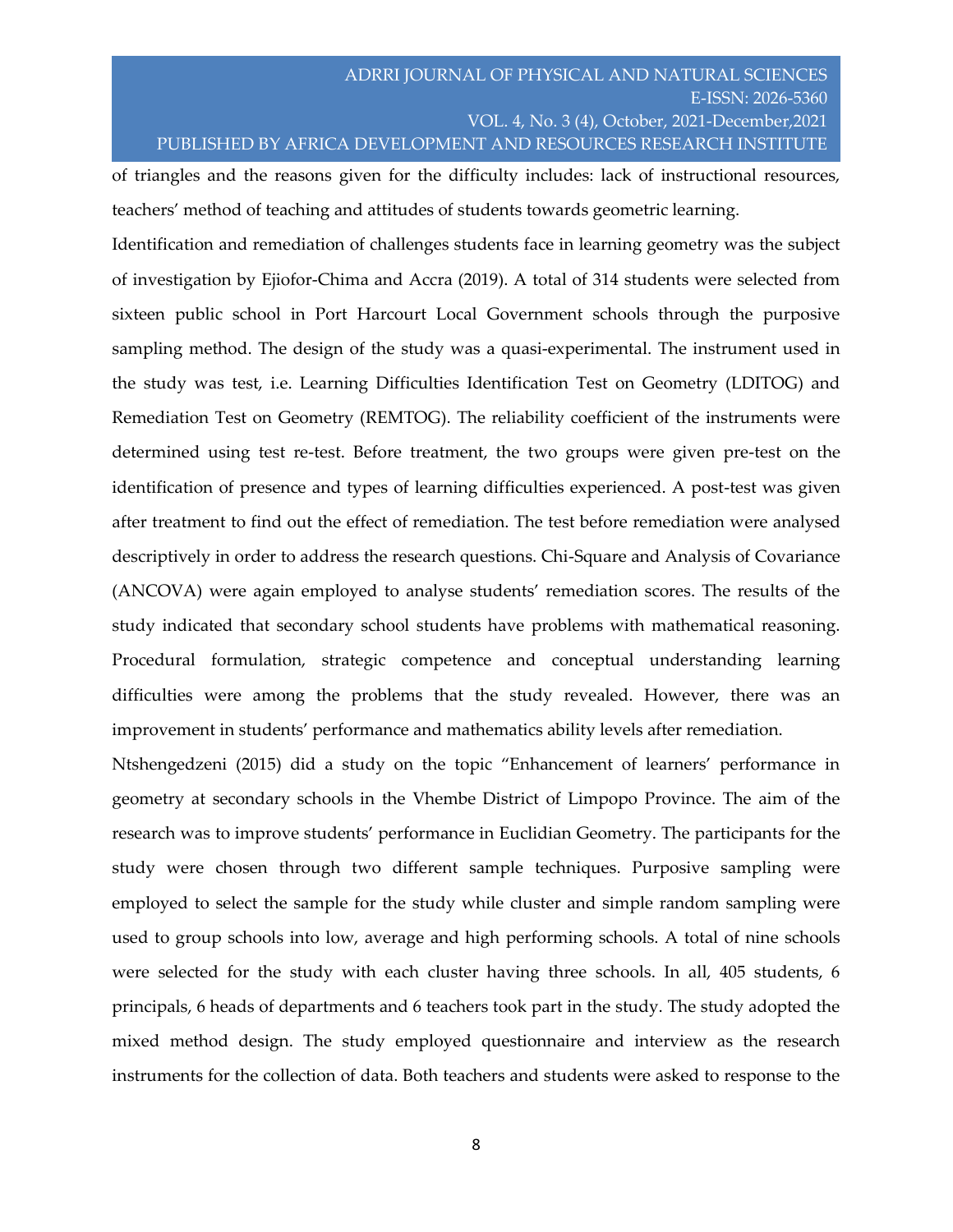of triangles and the reasons given for the difficulty includes: lack of instructional resources, teachers' method of teaching and attitudes of students towards geometric learning.

Identification and remediation of challenges students face in learning geometry was the subject of investigation by Ejiofor-Chima and Accra (2019). A total of 314 students were selected from sixteen public school in Port Harcourt Local Government schools through the purposive sampling method. The design of the study was a quasi-experimental. The instrument used in the study was test, i.e. Learning Difficulties Identification Test on Geometry (LDITOG) and Remediation Test on Geometry (REMTOG). The reliability coefficient of the instruments were determined using test re-test. Before treatment, the two groups were given pre-test on the identification of presence and types of learning difficulties experienced. A post-test was given after treatment to find out the effect of remediation. The test before remediation were analysed descriptively in order to address the research questions. Chi-Square and Analysis of Covariance (ANCOVA) were again employed to analyse students' remediation scores. The results of the study indicated that secondary school students have problems with mathematical reasoning. Procedural formulation, strategic competence and conceptual understanding learning difficulties were among the problems that the study revealed. However, there was an improvement in students' performance and mathematics ability levels after remediation.

Ntshengedzeni (2015) did a study on the topic "Enhancement of learners' performance in geometry at secondary schools in the Vhembe District of Limpopo Province. The aim of the research was to improve students' performance in Euclidian Geometry. The participants for the study were chosen through two different sample techniques. Purposive sampling were employed to select the sample for the study while cluster and simple random sampling were used to group schools into low, average and high performing schools. A total of nine schools were selected for the study with each cluster having three schools. In all, 405 students, 6 principals, 6 heads of departments and 6 teachers took part in the study. The study adopted the mixed method design. The study employed questionnaire and interview as the research instruments for the collection of data. Both teachers and students were asked to response to the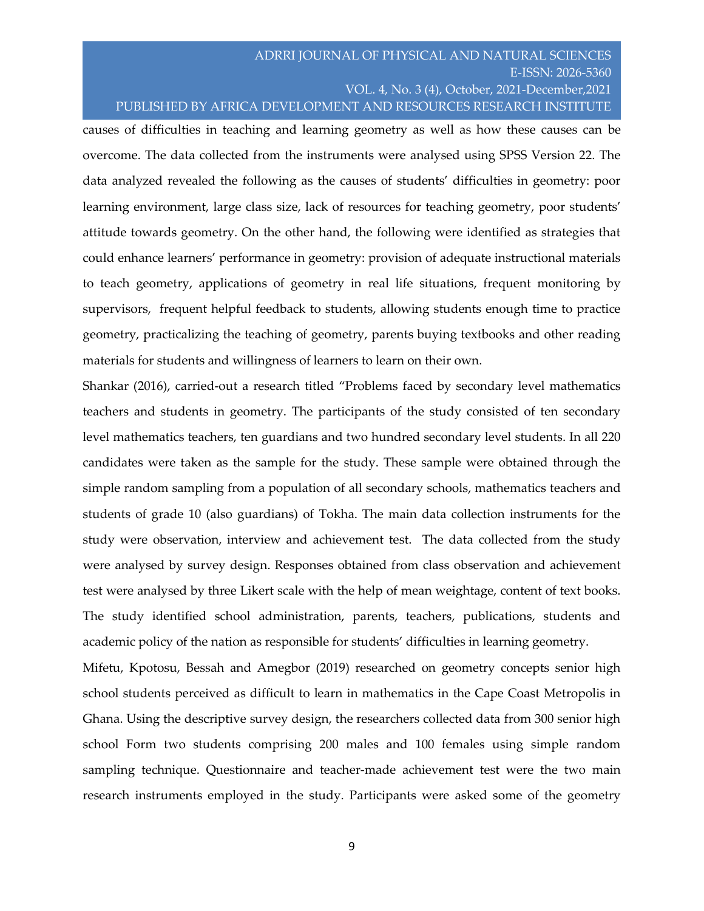causes of difficulties in teaching and learning geometry as well as how these causes can be overcome. The data collected from the instruments were analysed using SPSS Version 22. The data analyzed revealed the following as the causes of students' difficulties in geometry: poor learning environment, large class size, lack of resources for teaching geometry, poor students' attitude towards geometry. On the other hand, the following were identified as strategies that could enhance learners' performance in geometry: provision of adequate instructional materials to teach geometry, applications of geometry in real life situations, frequent monitoring by supervisors, frequent helpful feedback to students, allowing students enough time to practice geometry, practicalizing the teaching of geometry, parents buying textbooks and other reading materials for students and willingness of learners to learn on their own.

Shankar (2016), carried-out a research titled "Problems faced by secondary level mathematics teachers and students in geometry. The participants of the study consisted of ten secondary level mathematics teachers, ten guardians and two hundred secondary level students. In all 220 candidates were taken as the sample for the study. These sample were obtained through the simple random sampling from a population of all secondary schools, mathematics teachers and students of grade 10 (also guardians) of Tokha. The main data collection instruments for the study were observation, interview and achievement test. The data collected from the study were analysed by survey design. Responses obtained from class observation and achievement test were analysed by three Likert scale with the help of mean weightage, content of text books. The study identified school administration, parents, teachers, publications, students and academic policy of the nation as responsible for students' difficulties in learning geometry.

Mifetu, Kpotosu, Bessah and Amegbor (2019) researched on geometry concepts senior high school students perceived as difficult to learn in mathematics in the Cape Coast Metropolis in Ghana. Using the descriptive survey design, the researchers collected data from 300 senior high school Form two students comprising 200 males and 100 females using simple random sampling technique. Questionnaire and teacher-made achievement test were the two main research instruments employed in the study. Participants were asked some of the geometry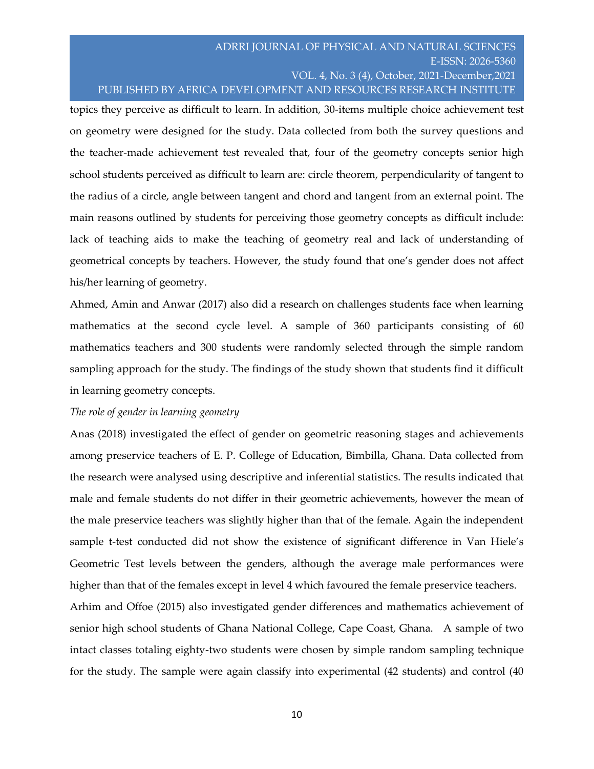topics they perceive as difficult to learn. In addition, 30-items multiple choice achievement test on geometry were designed for the study. Data collected from both the survey questions and the teacher-made achievement test revealed that, four of the geometry concepts senior high school students perceived as difficult to learn are: circle theorem, perpendicularity of tangent to the radius of a circle, angle between tangent and chord and tangent from an external point. The main reasons outlined by students for perceiving those geometry concepts as difficult include: lack of teaching aids to make the teaching of geometry real and lack of understanding of geometrical concepts by teachers. However, the study found that one's gender does not affect his/her learning of geometry.

Ahmed, Amin and Anwar (2017) also did a research on challenges students face when learning mathematics at the second cycle level. A sample of 360 participants consisting of 60 mathematics teachers and 300 students were randomly selected through the simple random sampling approach for the study. The findings of the study shown that students find it difficult in learning geometry concepts.

*The role of gender in learning geometry*

Anas (2018) investigated the effect of gender on geometric reasoning stages and achievements among preservice teachers of E. P. College of Education, Bimbilla, Ghana. Data collected from the research were analysed using descriptive and inferential statistics. The results indicated that male and female students do not differ in their geometric achievements, however the mean of the male preservice teachers was slightly higher than that of the female. Again the independent sample t-test conducted did not show the existence of significant difference in Van Hiele's Geometric Test levels between the genders, although the average male performances were higher than that of the females except in level 4 which favoured the female preservice teachers.

Arhim and Offoe (2015) also investigated gender differences and mathematics achievement of senior high school students of Ghana National College, Cape Coast, Ghana. A sample of two intact classes totaling eighty-two students were chosen by simple random sampling technique for the study. The sample were again classify into experimental (42 students) and control (40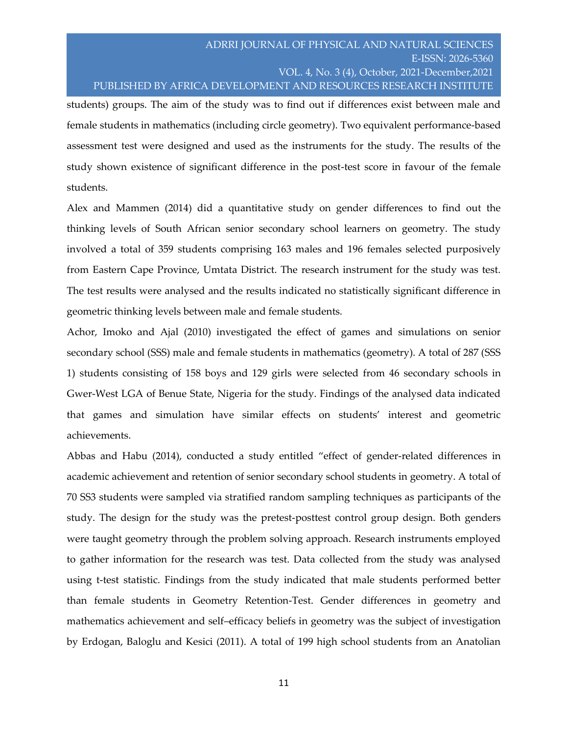students) groups. The aim of the study was to find out if differences exist between male and female students in mathematics (including circle geometry). Two equivalent performance-based assessment test were designed and used as the instruments for the study. The results of the study shown existence of significant difference in the post-test score in favour of the female students.

Alex and Mammen (2014) did a quantitative study on gender differences to find out the thinking levels of South African senior secondary school learners on geometry. The study involved a total of 359 students comprising 163 males and 196 females selected purposively from Eastern Cape Province, Umtata District. The research instrument for the study was test. The test results were analysed and the results indicated no statistically significant difference in geometric thinking levels between male and female students.

Achor, Imoko and Ajal (2010) investigated the effect of games and simulations on senior secondary school (SSS) male and female students in mathematics (geometry). A total of 287 (SSS 1) students consisting of 158 boys and 129 girls were selected from 46 secondary schools in Gwer-West LGA of Benue State, Nigeria for the study. Findings of the analysed data indicated that games and simulation have similar effects on students' interest and geometric achievements.

Abbas and Habu (2014), conducted a study entitled "effect of gender-related differences in academic achievement and retention of senior secondary school students in geometry. A total of 70 SS3 students were sampled via stratified random sampling techniques as participants of the study. The design for the study was the pretest-posttest control group design. Both genders were taught geometry through the problem solving approach. Research instruments employed to gather information for the research was test. Data collected from the study was analysed using t-test statistic. Findings from the study indicated that male students performed better than female students in Geometry Retention-Test. Gender differences in geometry and mathematics achievement and self–efficacy beliefs in geometry was the subject of investigation by Erdogan, Baloglu and Kesici (2011). A total of 199 high school students from an Anatolian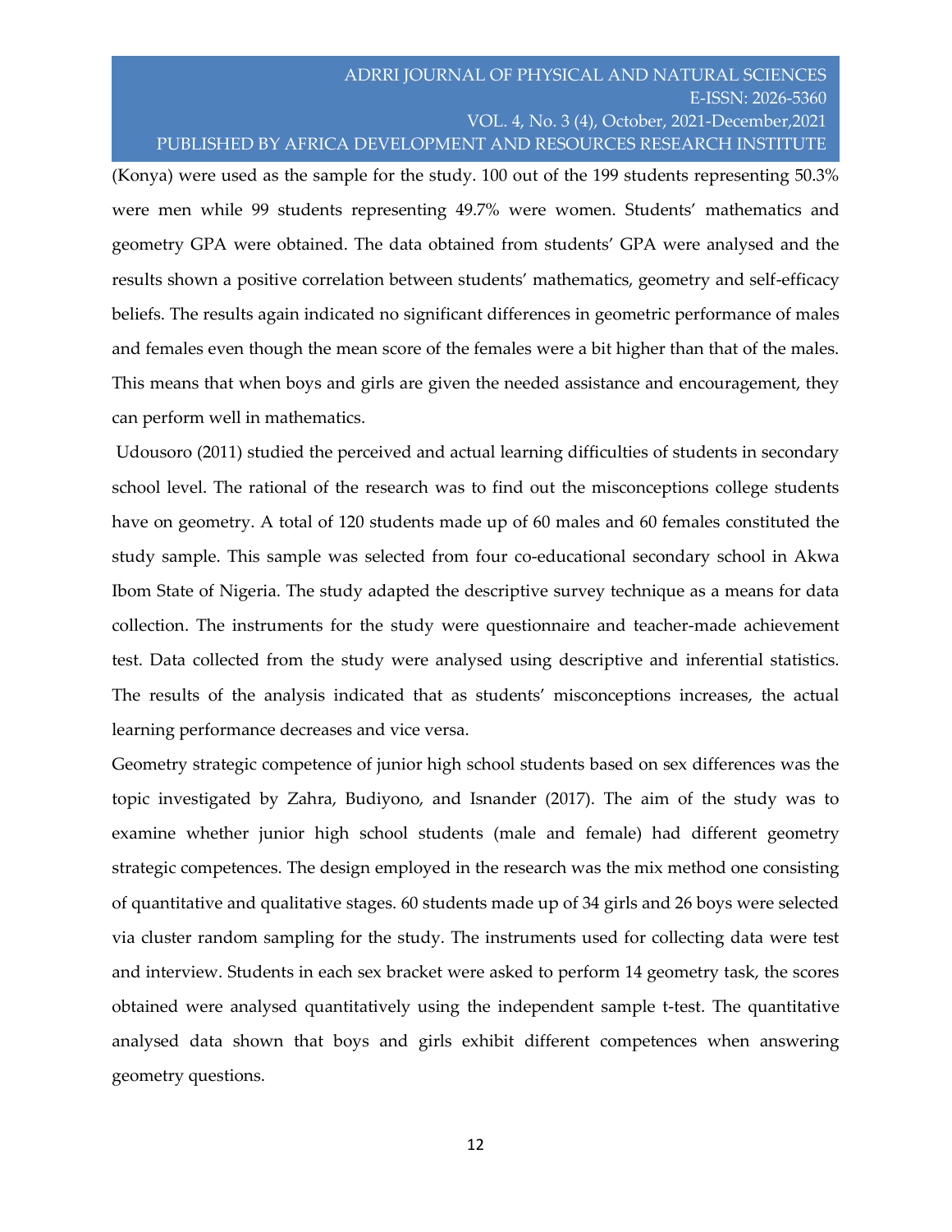(Konya) were used as the sample for the study. 100 out of the 199 students representing 50.3% were men while 99 students representing 49.7% were women. Students' mathematics and geometry GPA were obtained. The data obtained from students' GPA were analysed and the results shown a positive correlation between students' mathematics, geometry and self-efficacy beliefs. The results again indicated no significant differences in geometric performance of males and females even though the mean score of the females were a bit higher than that of the males. This means that when boys and girls are given the needed assistance and encouragement, they can perform well in mathematics.

Udousoro (2011) studied the perceived and actual learning difficulties of students in secondary school level. The rational of the research was to find out the misconceptions college students have on geometry. A total of 120 students made up of 60 males and 60 females constituted the study sample. This sample was selected from four co-educational secondary school in Akwa Ibom State of Nigeria. The study adapted the descriptive survey technique as a means for data collection. The instruments for the study were questionnaire and teacher-made achievement test. Data collected from the study were analysed using descriptive and inferential statistics. The results of the analysis indicated that as students' misconceptions increases, the actual learning performance decreases and vice versa.

Geometry strategic competence of junior high school students based on sex differences was the topic investigated by Zahra, Budiyono, and Isnander (2017). The aim of the study was to examine whether junior high school students (male and female) had different geometry strategic competences. The design employed in the research was the mix method one consisting of quantitative and qualitative stages. 60 students made up of 34 girls and 26 boys were selected via cluster random sampling for the study. The instruments used for collecting data were test and interview. Students in each sex bracket were asked to perform 14 geometry task, the scores obtained were analysed quantitatively using the independent sample t-test. The quantitative analysed data shown that boys and girls exhibit different competences when answering geometry questions.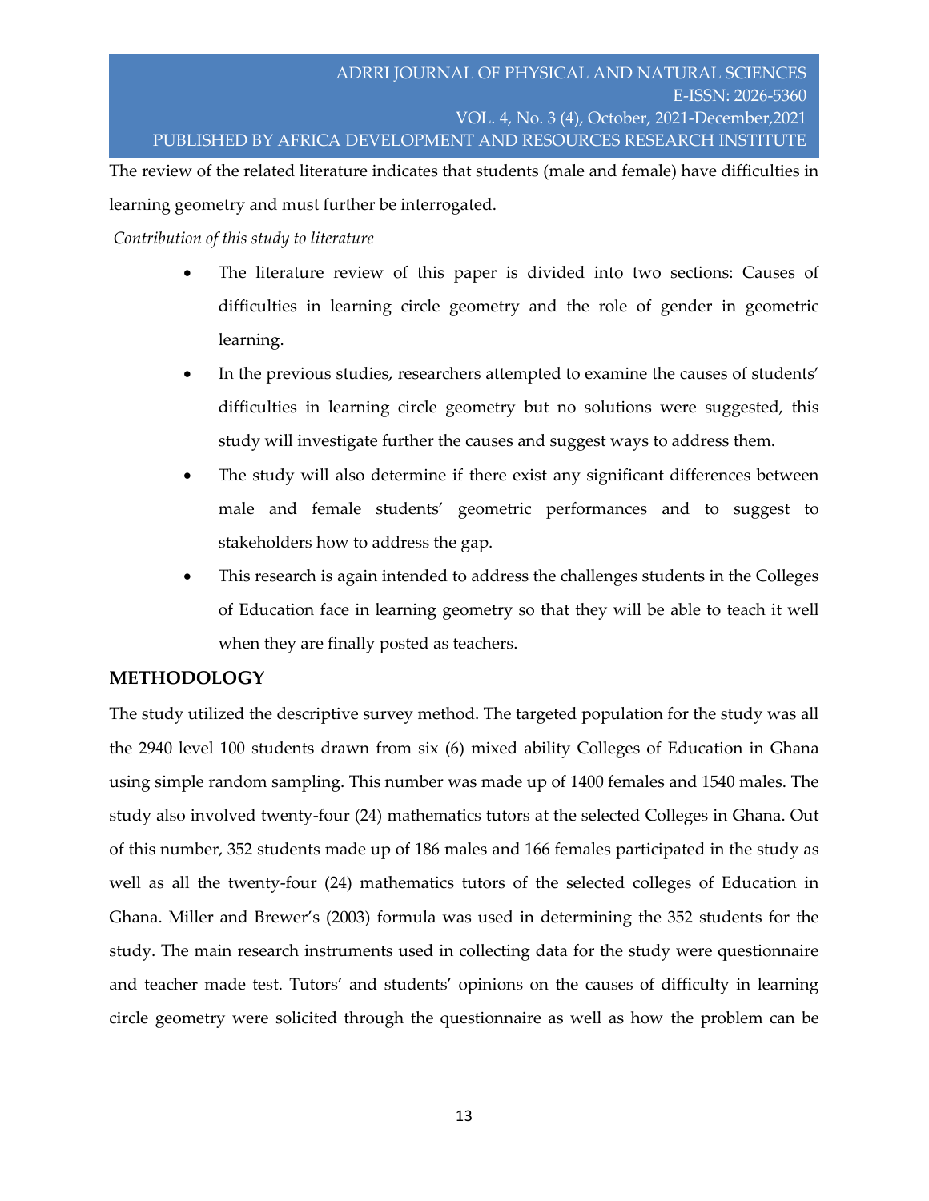The review of the related literature indicates that students (male and female) have difficulties in learning geometry and must further be interrogated.

*Contribution of this study to literature*

- The literature review of this paper is divided into two sections: Causes of difficulties in learning circle geometry and the role of gender in geometric learning.
- In the previous studies, researchers attempted to examine the causes of students' difficulties in learning circle geometry but no solutions were suggested, this study will investigate further the causes and suggest ways to address them.
- The study will also determine if there exist any significant differences between male and female students' geometric performances and to suggest to stakeholders how to address the gap.
- This research is again intended to address the challenges students in the Colleges of Education face in learning geometry so that they will be able to teach it well when they are finally posted as teachers.

## METHODOLOGY

The study utilized the descriptive survey method. The targeted population for the study was all the 2940 level 100 students drawn from six (6) mixed ability Colleges of Education in Ghana using simple random sampling. This number was made up of 1400 females and 1540 males. The study also involved twenty-four (24) mathematics tutors at the selected Colleges in Ghana. Out of this number, 352 students made up of 186 males and 166 females participated in the study as well as all the twenty-four (24) mathematics tutors of the selected colleges of Education in Ghana. Miller and Brewer's (2003) formula was used in determining the 352 students for the study. The main research instruments used in collecting data for the study were questionnaire and teacher made test. Tutors' and students' opinions on the causes of difficulty in learning circle geometry were solicited through the questionnaire as well as how the problem can be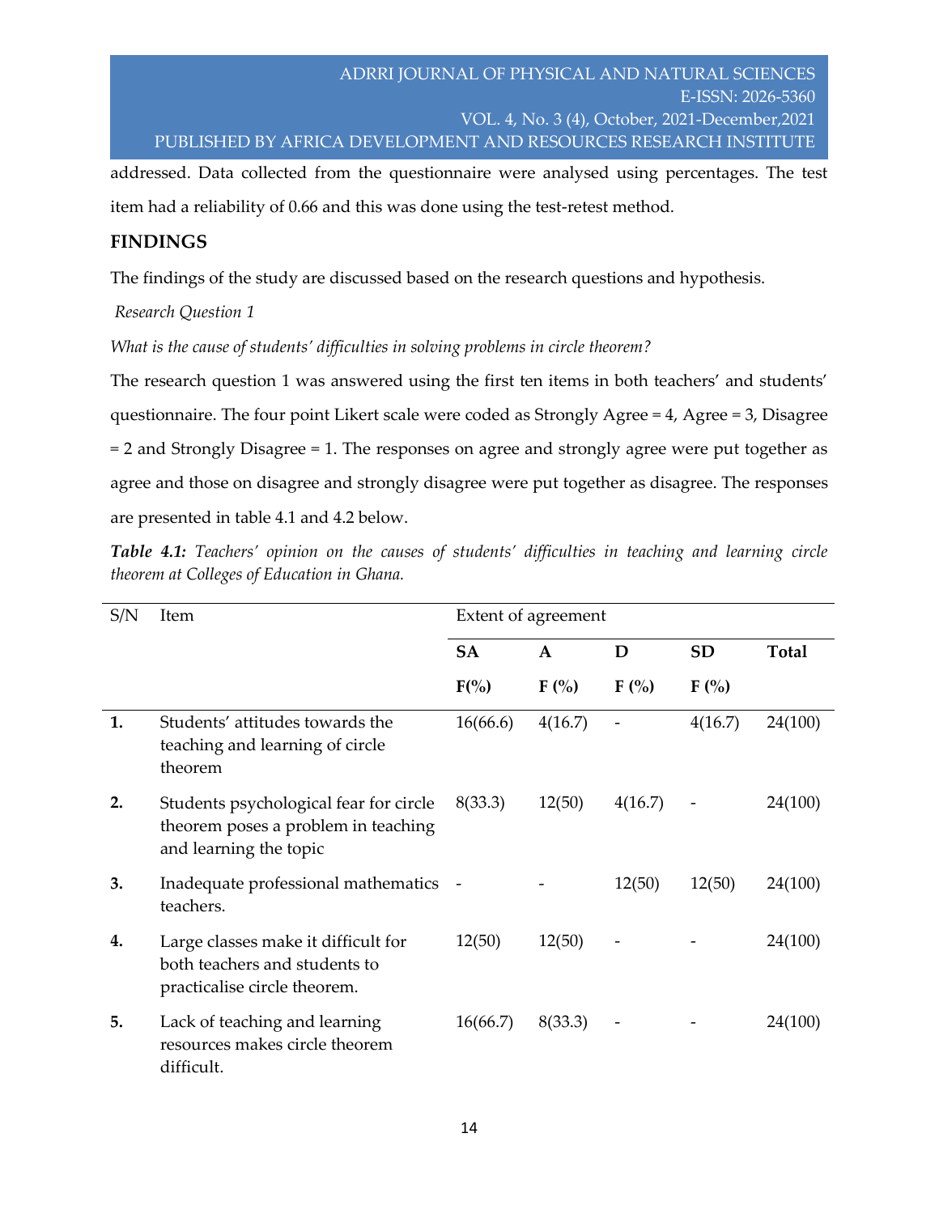addressed. Data collected from the questionnaire were analysed using percentages. The test item had a reliability of 0.66 and this was done using the test-retest method.

## FINDINGS

The findings of the study are discussed based on the research questions and hypothesis.

*Research Question 1*

*What is the cause of students' difficulties in solving problems in circle theorem?*

The research question 1 was answered using the first ten items in both teachers' and students' questionnaire. The four point Likert scale were coded as Strongly Agree = 4, Agree = 3, Disagree = 2 and Strongly Disagree = 1. The responses on agree and strongly agree were put together as agree and those on disagree and strongly disagree were put together as disagree. The responses are presented in table 4.1 and 4.2 below.

***Table 4.1:*** *Teachers' opinion on the causes of students' difficulties in teaching and learning circle theorem at Colleges of Education in Ghana.*

| S/N | Item | Extent of agreement | | | | |
|---|---|---|---|---|---|---|
| | | **SA** | **A** | **D** | **SD** | **Total** |
| | | **F(%)** | **F (%)** | **F (%)** | **F (%)** | |
| **1.** | Students' attitudes towards the teaching and learning of circle theorem | 16(66.6) | 4(16.7) | - | 4(16.7) | 24(100) |
| **2.** | Students psychological fear for circle theorem poses a problem in teaching and learning the topic | 8(33.3) | 12(50) | 4(16.7) | - | 24(100) |
| **3.** | Inadequate professional mathematics teachers. | - | - | 12(50) | 12(50) | 24(100) |
| **4.** | Large classes make it difficult for both teachers and students to practicalise circle theorem. | 12(50) | 12(50) | - | - | 24(100) |
| **5.** | Lack of teaching and learning resources makes circle theorem difficult. | 16(66.7) | 8(33.3) | - | - | 24(100) |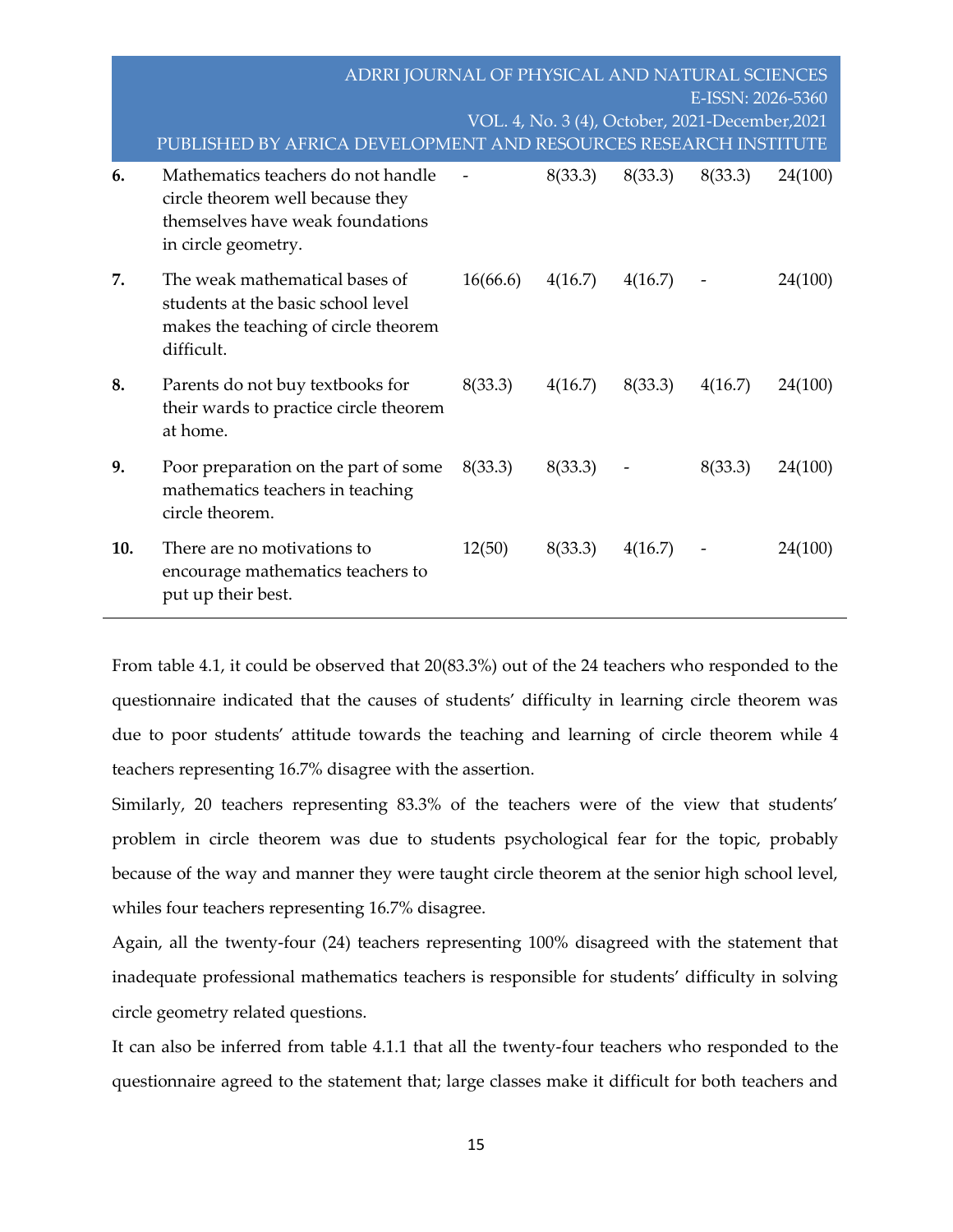| | | | | | | |
|---|---|---|---|---|---|---|
| **6.** | Mathematics teachers do not handle circle theorem well because they themselves have weak foundations in circle geometry. | - | 8(33.3) | 8(33.3) | 8(33.3) | 24(100) |
| **7.** | The weak mathematical bases of students at the basic school level makes the teaching of circle theorem difficult. | 16(66.6) | 4(16.7) | 4(16.7) | - | 24(100) |
| **8.** | Parents do not buy textbooks for their wards to practice circle theorem at home. | 8(33.3) | 4(16.7) | 8(33.3) | 4(16.7) | 24(100) |
| **9.** | Poor preparation on the part of some mathematics teachers in teaching circle theorem. | 8(33.3) | 8(33.3) | - | 8(33.3) | 24(100) |
| **10.** | There are no motivations to encourage mathematics teachers to put up their best. | 12(50) | 8(33.3) | 4(16.7) | - | 24(100) |

From table 4.1, it could be observed that 20(83.3%) out of the 24 teachers who responded to the questionnaire indicated that the causes of students' difficulty in learning circle theorem was due to poor students' attitude towards the teaching and learning of circle theorem while 4 teachers representing 16.7% disagree with the assertion.

Similarly, 20 teachers representing 83.3% of the teachers were of the view that students' problem in circle theorem was due to students psychological fear for the topic, probably because of the way and manner they were taught circle theorem at the senior high school level, whiles four teachers representing 16.7% disagree.

Again, all the twenty-four (24) teachers representing 100% disagreed with the statement that inadequate professional mathematics teachers is responsible for students' difficulty in solving circle geometry related questions.

It can also be inferred from table 4.1.1 that all the twenty-four teachers who responded to the questionnaire agreed to the statement that; large classes make it difficult for both teachers and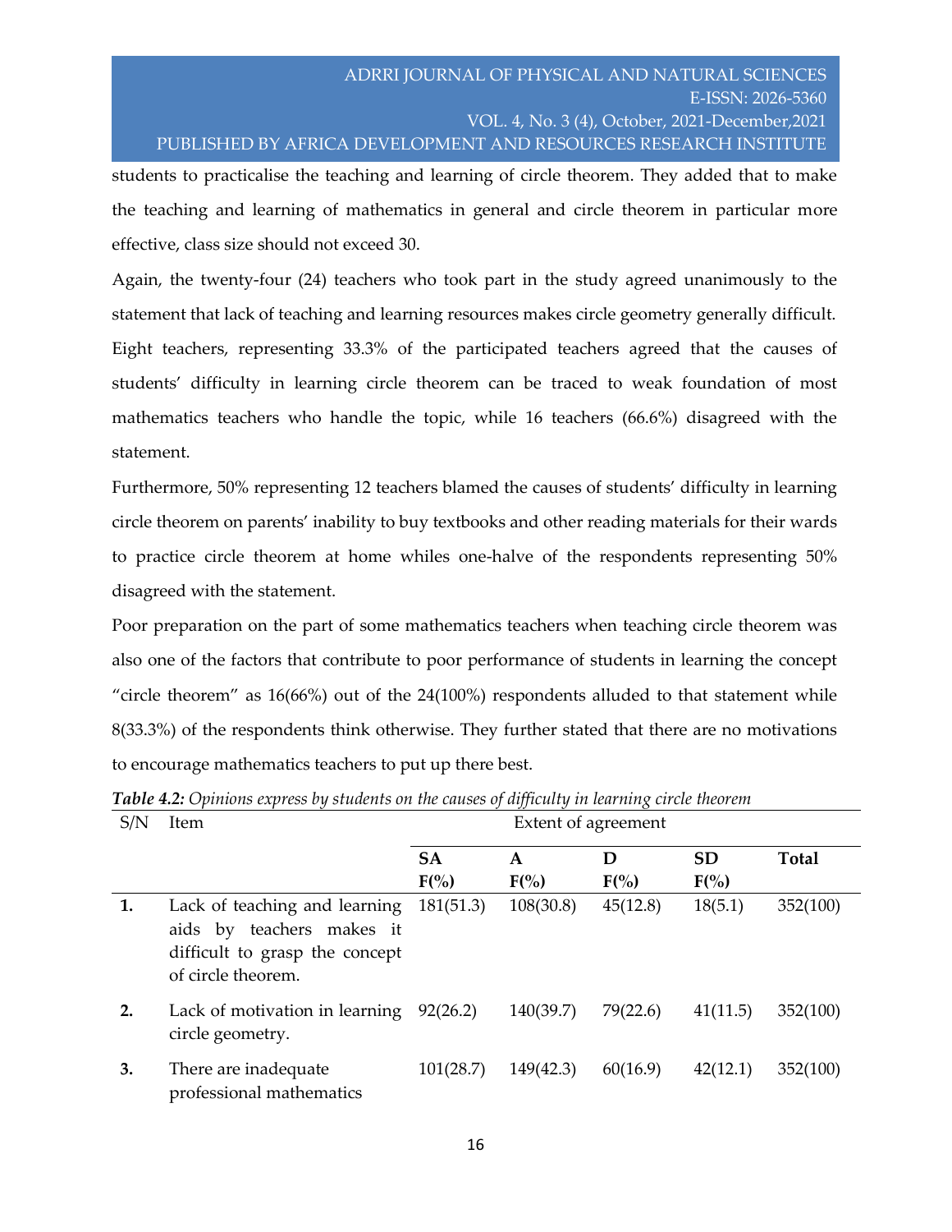students to practicalise the teaching and learning of circle theorem. They added that to make the teaching and learning of mathematics in general and circle theorem in particular more effective, class size should not exceed 30.

Again, the twenty-four (24) teachers who took part in the study agreed unanimously to the statement that lack of teaching and learning resources makes circle geometry generally difficult. Eight teachers, representing 33.3% of the participated teachers agreed that the causes of students' difficulty in learning circle theorem can be traced to weak foundation of most mathematics teachers who handle the topic, while 16 teachers (66.6%) disagreed with the statement.

Furthermore, 50% representing 12 teachers blamed the causes of students' difficulty in learning circle theorem on parents' inability to buy textbooks and other reading materials for their wards to practice circle theorem at home whiles one-halve of the respondents representing 50% disagreed with the statement.

Poor preparation on the part of some mathematics teachers when teaching circle theorem was also one of the factors that contribute to poor performance of students in learning the concept "circle theorem" as 16(66%) out of the 24(100%) respondents alluded to that statement while 8(33.3%) of the respondents think otherwise. They further stated that there are no motivations to encourage mathematics teachers to put up there best.

***Table 4.2:*** *Opinions express by students on the causes of difficulty in learning circle theorem*

| S/N | Item | Extent of agreement | | | | |
|---|---|---|---|---|---|---|
| | | **SA F(%)** | **A F(%)** | **D F(%)** | **SD F(%)** | **Total** |
| **1.** | Lack of teaching and learning aids by teachers makes it difficult to grasp the concept of circle theorem. | 181(51.3) | 108(30.8) | 45(12.8) | 18(5.1) | 352(100) |
| **2.** | Lack of motivation in learning circle geometry. | 92(26.2) | 140(39.7) | 79(22.6) | 41(11.5) | 352(100) |
| **3.** | There are inadequate professional mathematics | 101(28.7) | 149(42.3) | 60(16.9) | 42(12.1) | 352(100) |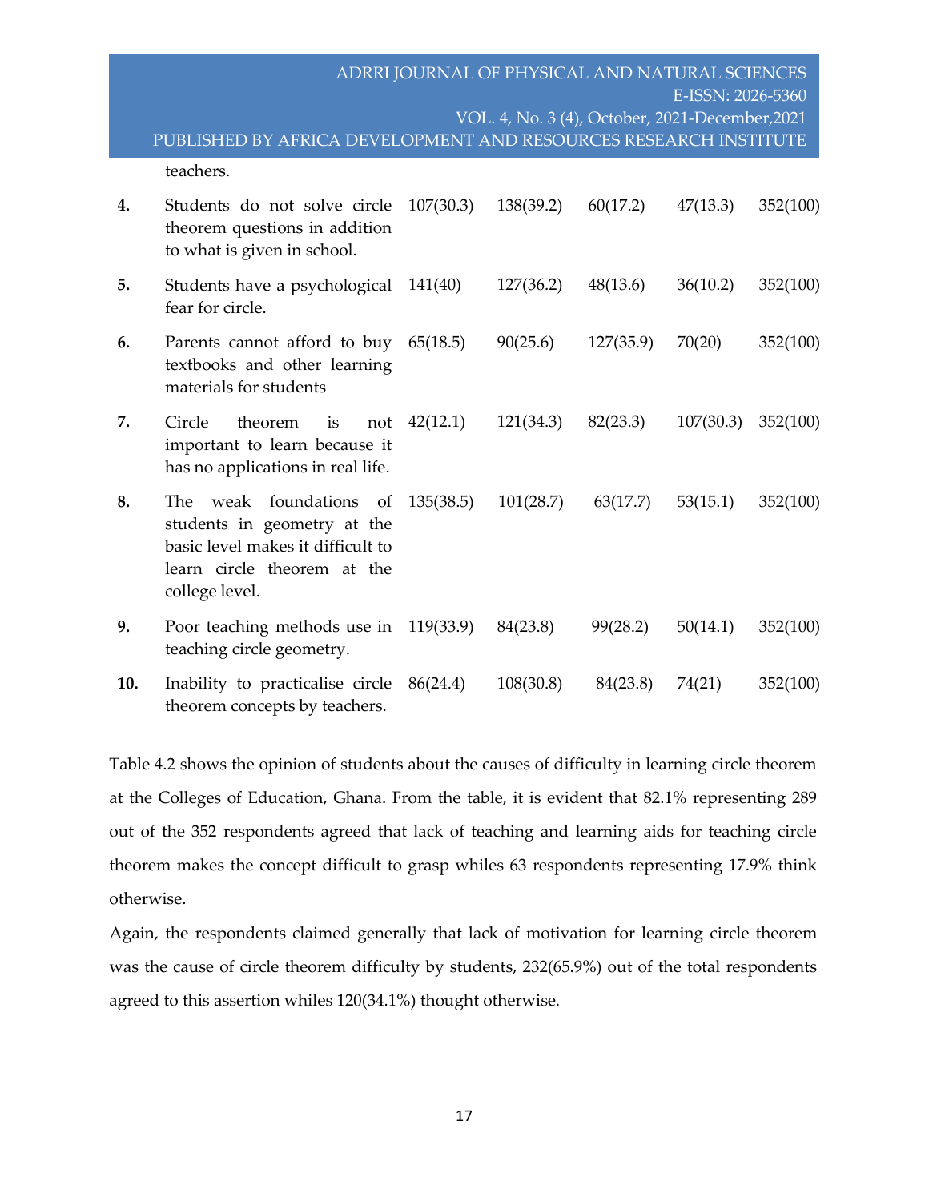|  |  |  |  |  |  |  |
|---|---|---|---|---|---|---|
|  | teachers. |  |  |  |  |  |
| **4.** | Students do not solve circle theorem questions in addition to what is given in school. | 107(30.3) | 138(39.2) | 60(17.2) | 47(13.3) | 352(100) |
| **5.** | Students have a psychological fear for circle. | 141(40) | 127(36.2) | 48(13.6) | 36(10.2) | 352(100) |
| **6.** | Parents cannot afford to buy textbooks and other learning materials for students | 65(18.5) | 90(25.6) | 127(35.9) | 70(20) | 352(100) |
| **7.** | Circle theorem is not important to learn because it has no applications in real life. | 42(12.1) | 121(34.3) | 82(23.3) | 107(30.3) | 352(100) |
| **8.** | The weak foundations of students in geometry at the basic level makes it difficult to learn circle theorem at the college level. | 135(38.5) | 101(28.7) | 63(17.7) | 53(15.1) | 352(100) |
| **9.** | Poor teaching methods use in teaching circle geometry. | 119(33.9) | 84(23.8) | 99(28.2) | 50(14.1) | 352(100) |
| **10.** | Inability to practicalise circle theorem concepts by teachers. | 86(24.4) | 108(30.8) | 84(23.8) | 74(21) | 352(100) |

Table 4.2 shows the opinion of students about the causes of difficulty in learning circle theorem at the Colleges of Education, Ghana. From the table, it is evident that 82.1% representing 289 out of the 352 respondents agreed that lack of teaching and learning aids for teaching circle theorem makes the concept difficult to grasp whiles 63 respondents representing 17.9% think otherwise.

Again, the respondents claimed generally that lack of motivation for learning circle theorem was the cause of circle theorem difficulty by students, 232(65.9%) out of the total respondents agreed to this assertion whiles 120(34.1%) thought otherwise.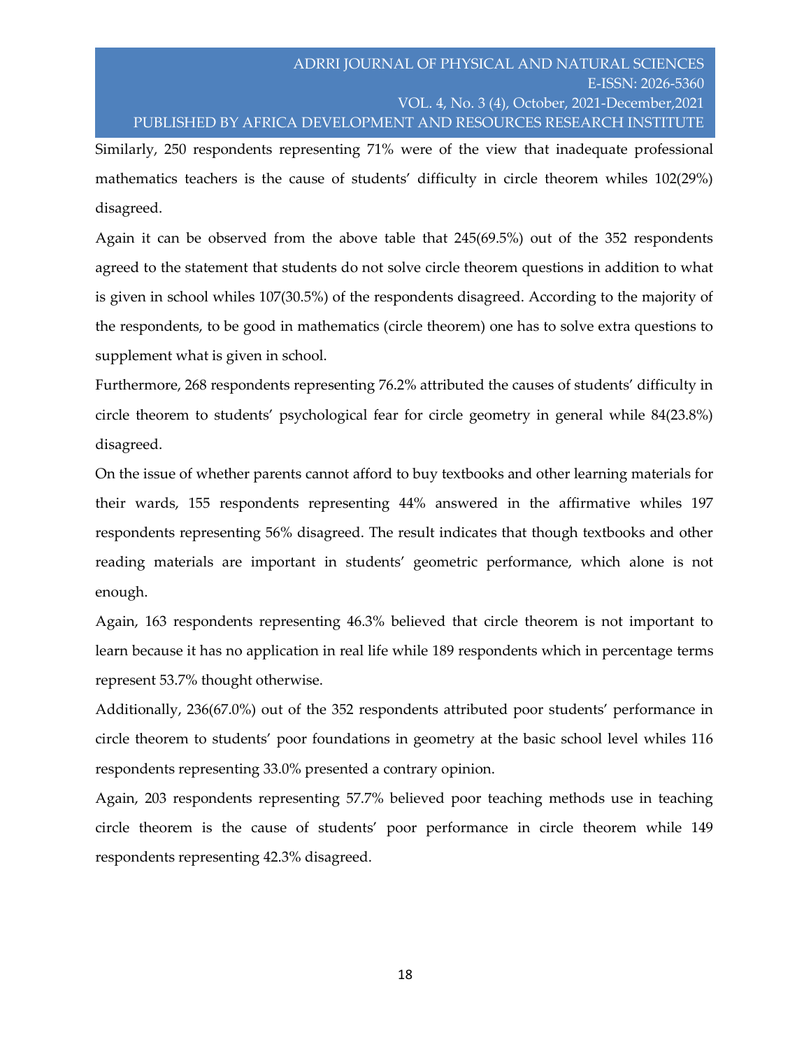Similarly, 250 respondents representing 71% were of the view that inadequate professional mathematics teachers is the cause of students' difficulty in circle theorem whiles 102(29%) disagreed.

Again it can be observed from the above table that 245(69.5%) out of the 352 respondents agreed to the statement that students do not solve circle theorem questions in addition to what is given in school whiles 107(30.5%) of the respondents disagreed. According to the majority of the respondents, to be good in mathematics (circle theorem) one has to solve extra questions to supplement what is given in school.

Furthermore, 268 respondents representing 76.2% attributed the causes of students' difficulty in circle theorem to students' psychological fear for circle geometry in general while 84(23.8%) disagreed.

On the issue of whether parents cannot afford to buy textbooks and other learning materials for their wards, 155 respondents representing 44% answered in the affirmative whiles 197 respondents representing 56% disagreed. The result indicates that though textbooks and other reading materials are important in students' geometric performance, which alone is not enough.

Again, 163 respondents representing 46.3% believed that circle theorem is not important to learn because it has no application in real life while 189 respondents which in percentage terms represent 53.7% thought otherwise.

Additionally, 236(67.0%) out of the 352 respondents attributed poor students' performance in circle theorem to students' poor foundations in geometry at the basic school level whiles 116 respondents representing 33.0% presented a contrary opinion.

Again, 203 respondents representing 57.7% believed poor teaching methods use in teaching circle theorem is the cause of students' poor performance in circle theorem while 149 respondents representing 42.3% disagreed.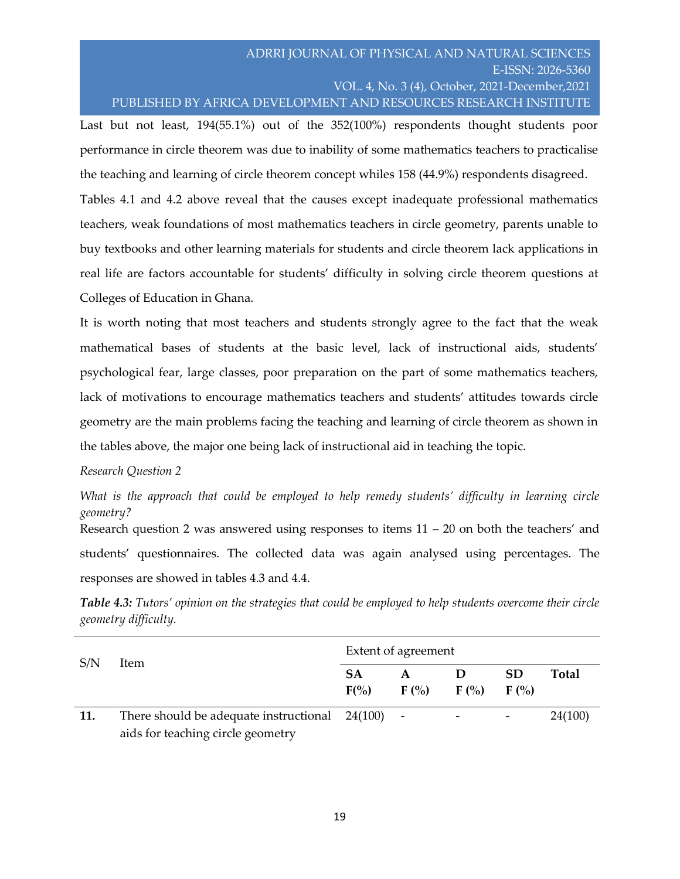Last but not least, 194(55.1%) out of the 352(100%) respondents thought students poor performance in circle theorem was due to inability of some mathematics teachers to practicalise the teaching and learning of circle theorem concept whiles 158 (44.9%) respondents disagreed.

Tables 4.1 and 4.2 above reveal that the causes except inadequate professional mathematics teachers, weak foundations of most mathematics teachers in circle geometry, parents unable to buy textbooks and other learning materials for students and circle theorem lack applications in real life are factors accountable for students' difficulty in solving circle theorem questions at Colleges of Education in Ghana.

It is worth noting that most teachers and students strongly agree to the fact that the weak mathematical bases of students at the basic level, lack of instructional aids, students' psychological fear, large classes, poor preparation on the part of some mathematics teachers, lack of motivations to encourage mathematics teachers and students' attitudes towards circle geometry are the main problems facing the teaching and learning of circle theorem as shown in the tables above, the major one being lack of instructional aid in teaching the topic.

*Research Question 2*

*What is the approach that could be employed to help remedy students' difficulty in learning circle geometry?*

Research question 2 was answered using responses to items 11 – 20 on both the teachers' and students' questionnaires. The collected data was again analysed using percentages. The responses are showed in tables 4.3 and 4.4.

***Table 4.3:*** *Tutors' opinion on the strategies that could be employed to help students overcome their circle geometry difficulty.*

| S/N | Item | Extent of agreement | | | | |
|---|---|---|---|---|---|---|
| | | **SA F(%)** | **A F (%)** | **D F (%)** | **SD F (%)** | **Total** |
| **11.** | There should be adequate instructional aids for teaching circle geometry | 24(100) | - | - | - | 24(100) |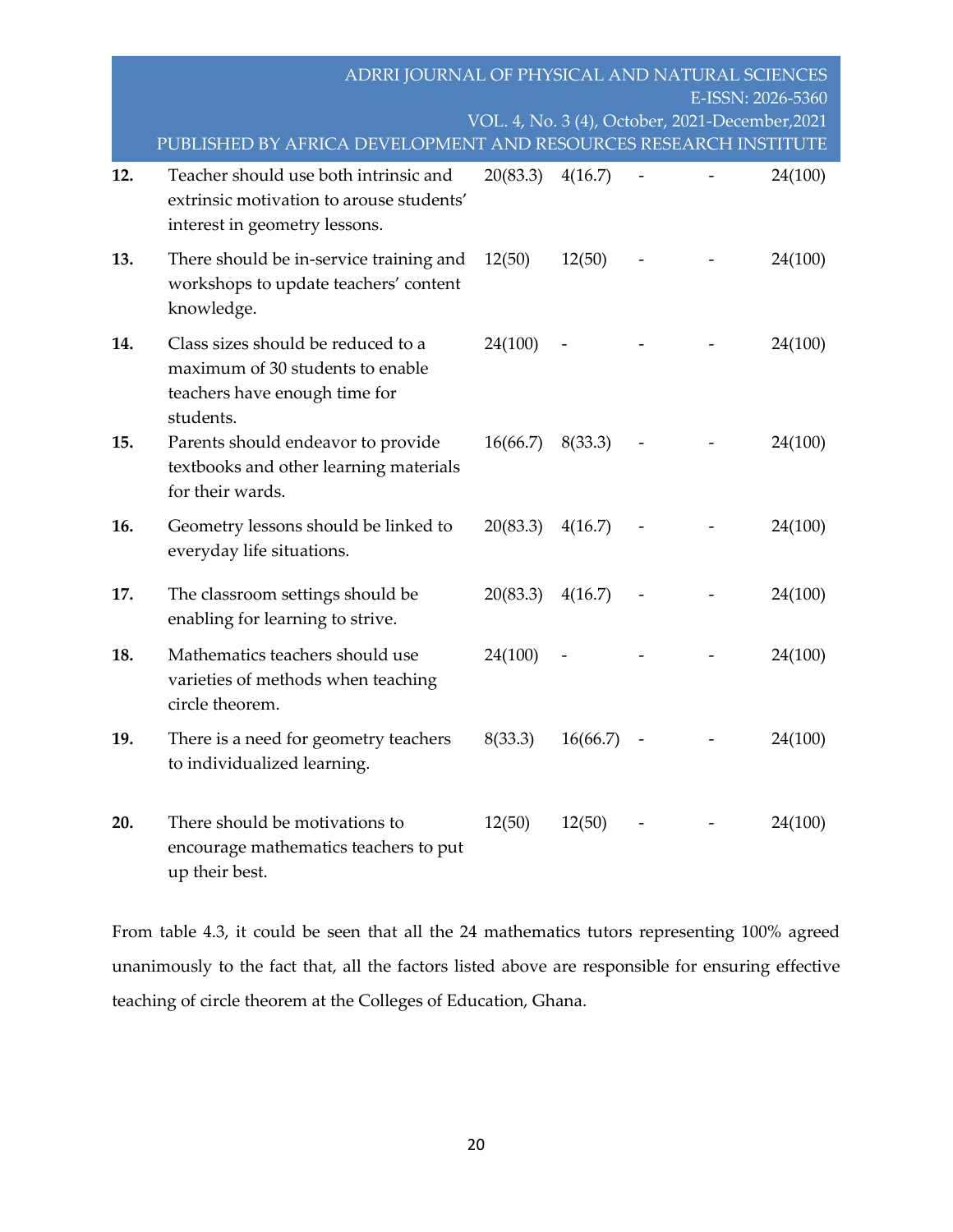| | | | | | | |
|---|---|---|---|---|---|---|
| **12.** | Teacher should use both intrinsic and extrinsic motivation to arouse students' interest in geometry lessons. | 20(83.3) | 4(16.7) | - | - | 24(100) |
| **13.** | There should be in-service training and workshops to update teachers' content knowledge. | 12(50) | 12(50) | - | - | 24(100) |
| **14.** | Class sizes should be reduced to a maximum of 30 students to enable teachers have enough time for students. | 24(100) | - | - | - | 24(100) |
| **15.** | Parents should endeavor to provide textbooks and other learning materials for their wards. | 16(66.7) | 8(33.3) | - | - | 24(100) |
| **16.** | Geometry lessons should be linked to everyday life situations. | 20(83.3) | 4(16.7) | - | - | 24(100) |
| **17.** | The classroom settings should be enabling for learning to strive. | 20(83.3) | 4(16.7) | - | - | 24(100) |
| **18.** | Mathematics teachers should use varieties of methods when teaching circle theorem. | 24(100) | - | - | - | 24(100) |
| **19.** | There is a need for geometry teachers to individualized learning. | 8(33.3) | 16(66.7) | - | - | 24(100) |
| **20.** | There should be motivations to encourage mathematics teachers to put up their best. | 12(50) | 12(50) | - | - | 24(100) |

From table 4.3, it could be seen that all the 24 mathematics tutors representing 100% agreed unanimously to the fact that, all the factors listed above are responsible for ensuring effective teaching of circle theorem at the Colleges of Education, Ghana.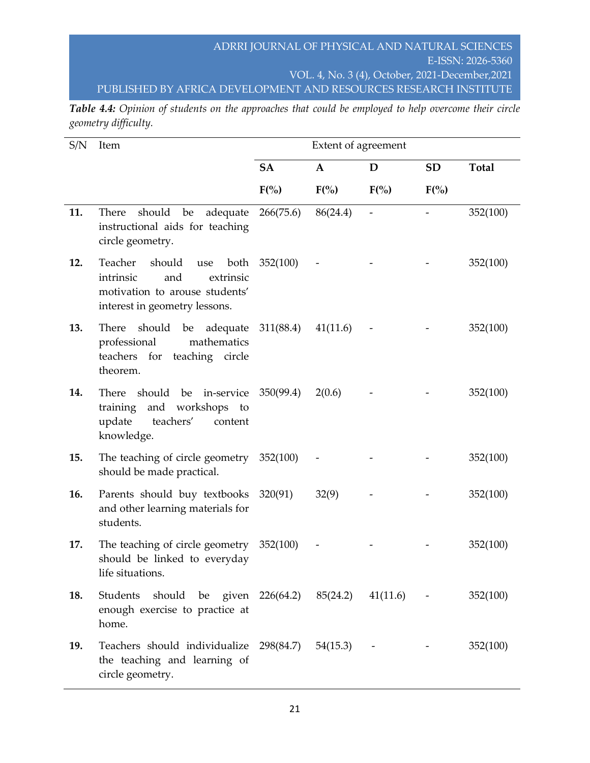***Table 4.4:*** *Opinion of students on the approaches that could be employed to help overcome their circle geometry difficulty.*

| S/N | Item | Extent of agreement | | | | |
|---|---|---|---|---|---|---|
| | | **SA** | **A** | **D** | **SD** | **Total** |
| | | **F(%)** | **F(%)** | **F(%)** | **F(%)** | |
| **11.** | There should be adequate instructional aids for teaching circle geometry. | 266(75.6) | 86(24.4) | - | - | 352(100) |
| **12.** | Teacher should use both intrinsic and extrinsic motivation to arouse students' interest in geometry lessons. | 352(100) | - | - | - | 352(100) |
| **13.** | There should be adequate professional mathematics teachers for teaching circle theorem. | 311(88.4) | 41(11.6) | - | - | 352(100) |
| **14.** | There should be in-service training and workshops to update teachers' content knowledge. | 350(99.4) | 2(0.6) | - | - | 352(100) |
| **15.** | The teaching of circle geometry should be made practical. | 352(100) | - | - | - | 352(100) |
| **16.** | Parents should buy textbooks and other learning materials for students. | 320(91) | 32(9) | - | - | 352(100) |
| **17.** | The teaching of circle geometry should be linked to everyday life situations. | 352(100) | - | - | - | 352(100) |
| **18.** | Students should be given enough exercise to practice at home. | 226(64.2) | 85(24.2) | 41(11.6) | - | 352(100) |
| **19.** | Teachers should individualize the teaching and learning of circle geometry. | 298(84.7) | 54(15.3) | - | - | 352(100) |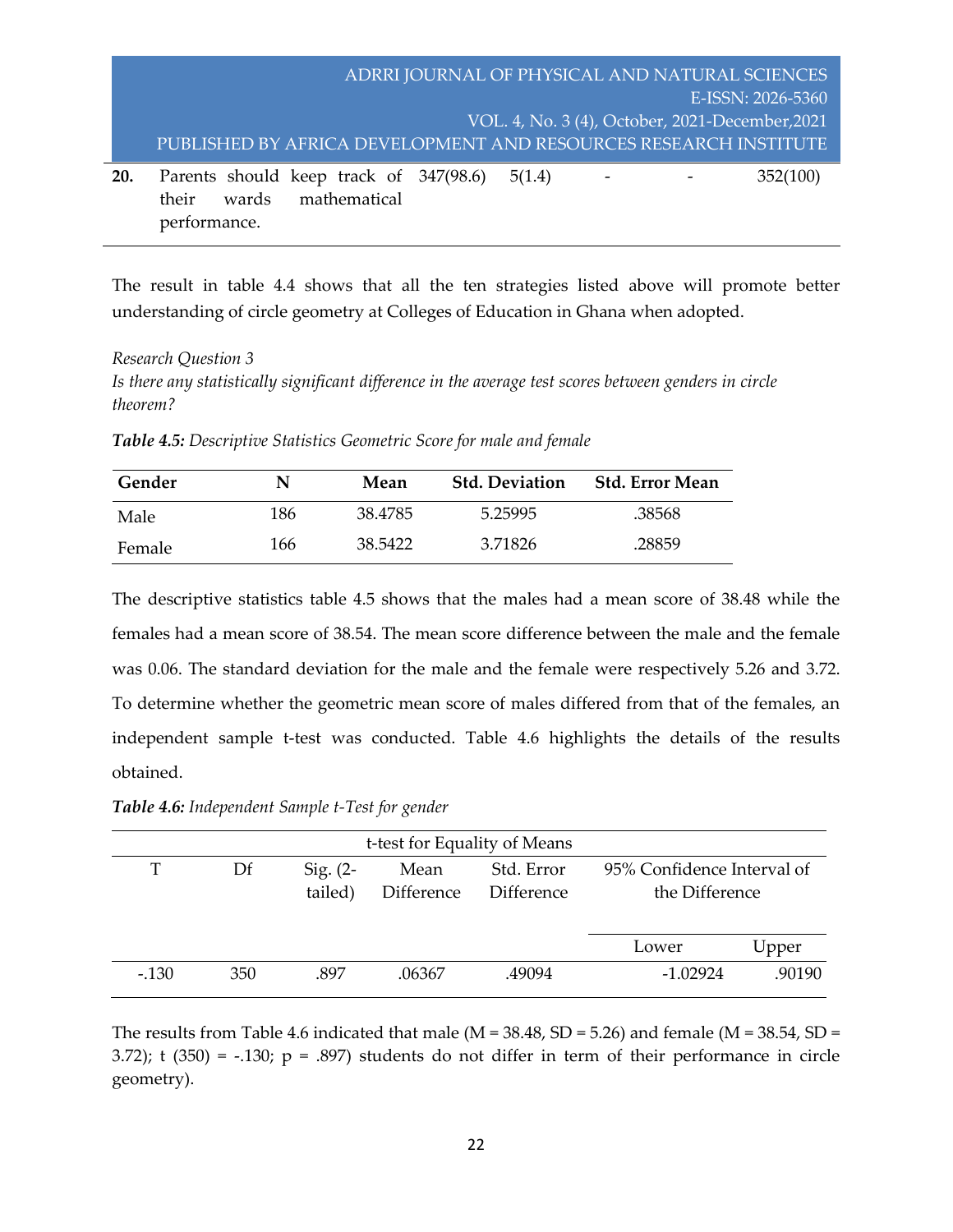| 20. | Parents should keep track of their wards mathematical performance. | 347(98.6) | 5(1.4) | - | - | 352(100) |
|---|---|---|---|---|---|---|

The result in table 4.4 shows that all the ten strategies listed above will promote better understanding of circle geometry at Colleges of Education in Ghana when adopted.

*Research Question 3*

*Is there any statistically significant difference in the average test scores between genders in circle theorem?*

***Table 4.5:*** *Descriptive Statistics Geometric Score for male and female*

| Gender | N | Mean | Std. Deviation | Std. Error Mean |
|---|---|---|---|---|
| Male | 186 | 38.4785 | 5.25995 | .38568 |
| Female | 166 | 38.5422 | 3.71826 | .28859 |

The descriptive statistics table 4.5 shows that the males had a mean score of 38.48 while the females had a mean score of 38.54. The mean score difference between the male and the female was 0.06. The standard deviation for the male and the female were respectively 5.26 and 3.72. To determine whether the geometric mean score of males differed from that of the females, an independent sample t-test was conducted. Table 4.6 highlights the details of the results obtained.

***Table 4.6:*** *Independent Sample t-Test for gender*

| t-test for Equality of Means | | | | | | |
|---|---|---|---|---|---|---|
| T | Df | Sig. (2-tailed) | Mean Difference | Std. Error Difference | 95% Confidence Interval of the Difference | |
| | | | | | Lower | Upper |
| -.130 | 350 | .897 | .06367 | .49094 | -1.02924 | .90190 |

The results from Table 4.6 indicated that male (M = 38.48, SD = 5.26) and female (M = 38.54, SD = 3.72); t (350) = -.130; p = .897) students do not differ in term of their performance in circle geometry).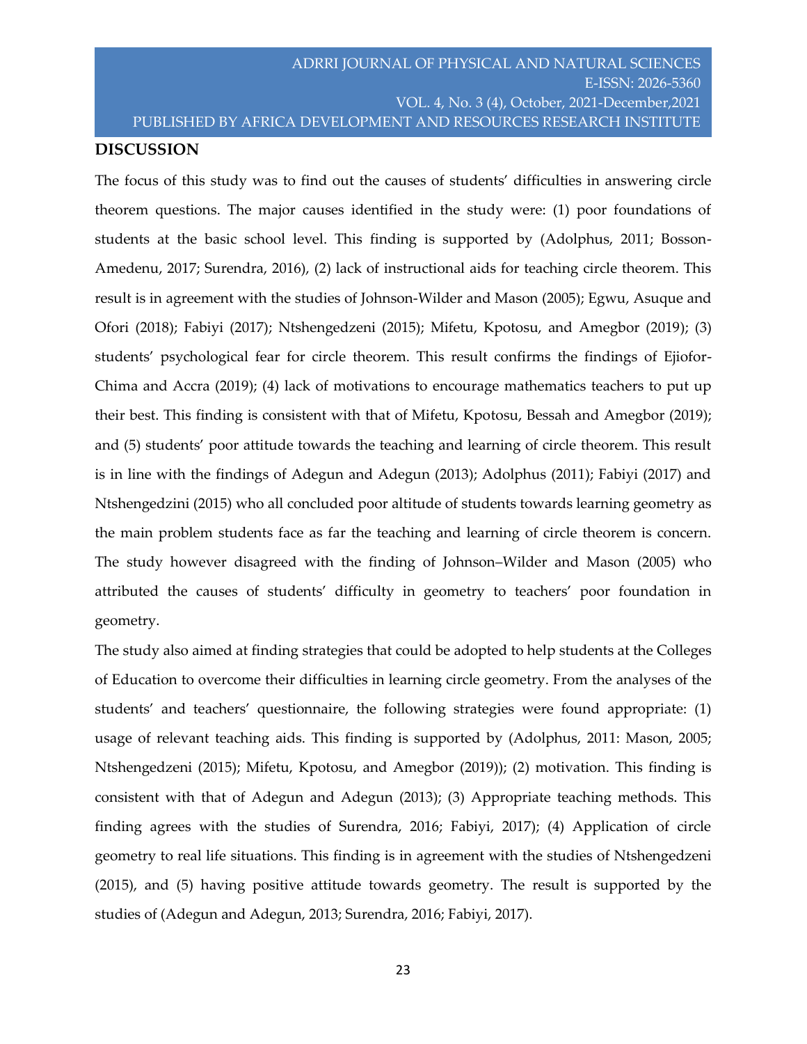## DISCUSSION

The focus of this study was to find out the causes of students' difficulties in answering circle theorem questions. The major causes identified in the study were: (1) poor foundations of students at the basic school level. This finding is supported by (Adolphus, 2011; Bosson-Amedenu, 2017; Surendra, 2016), (2) lack of instructional aids for teaching circle theorem. This result is in agreement with the studies of Johnson-Wilder and Mason (2005); Egwu, Asuque and Ofori (2018); Fabiyi (2017); Ntshengedzeni (2015); Mifetu, Kpotosu, and Amegbor (2019); (3) students' psychological fear for circle theorem. This result confirms the findings of Ejiofor-Chima and Accra (2019); (4) lack of motivations to encourage mathematics teachers to put up their best. This finding is consistent with that of Mifetu, Kpotosu, Bessah and Amegbor (2019); and (5) students' poor attitude towards the teaching and learning of circle theorem. This result is in line with the findings of Adegun and Adegun (2013); Adolphus (2011); Fabiyi (2017) and Ntshengedzini (2015) who all concluded poor altitude of students towards learning geometry as the main problem students face as far the teaching and learning of circle theorem is concern. The study however disagreed with the finding of Johnson–Wilder and Mason (2005) who attributed the causes of students' difficulty in geometry to teachers' poor foundation in geometry.

The study also aimed at finding strategies that could be adopted to help students at the Colleges of Education to overcome their difficulties in learning circle geometry. From the analyses of the students' and teachers' questionnaire, the following strategies were found appropriate: (1) usage of relevant teaching aids. This finding is supported by (Adolphus, 2011: Mason, 2005; Ntshengedzeni (2015); Mifetu, Kpotosu, and Amegbor (2019)); (2) motivation. This finding is consistent with that of Adegun and Adegun (2013); (3) Appropriate teaching methods. This finding agrees with the studies of Surendra, 2016; Fabiyi, 2017); (4) Application of circle geometry to real life situations. This finding is in agreement with the studies of Ntshengedzeni (2015), and (5) having positive attitude towards geometry. The result is supported by the studies of (Adegun and Adegun, 2013; Surendra, 2016; Fabiyi, 2017).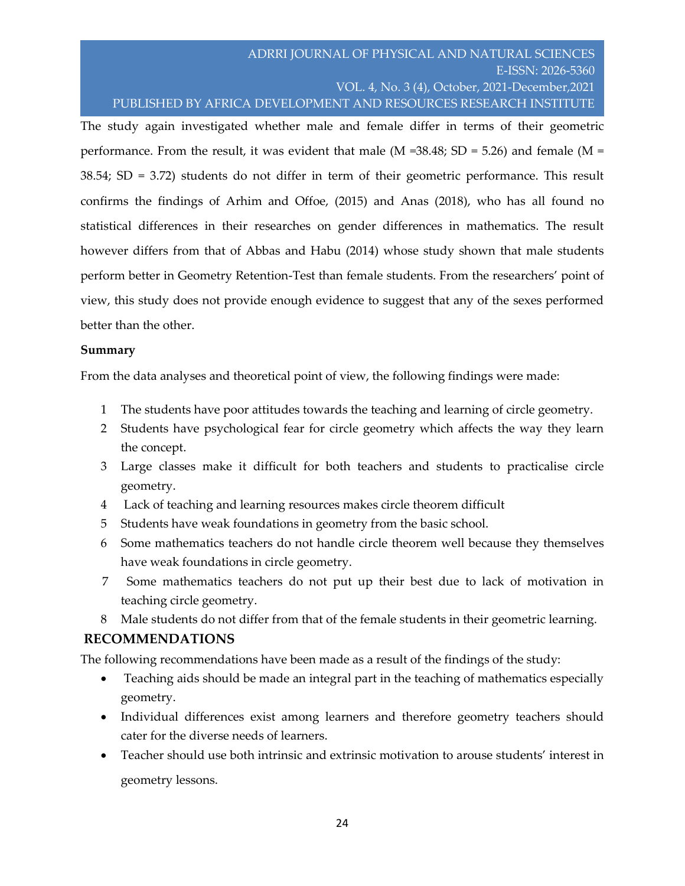The study again investigated whether male and female differ in terms of their geometric performance. From the result, it was evident that male (M =38.48; SD = 5.26) and female (M = 38.54; SD = 3.72) students do not differ in term of their geometric performance. This result confirms the findings of Arhim and Offoe, (2015) and Anas (2018), who has all found no statistical differences in their researches on gender differences in mathematics. The result however differs from that of Abbas and Habu (2014) whose study shown that male students perform better in Geometry Retention-Test than female students. From the researchers' point of view, this study does not provide enough evidence to suggest that any of the sexes performed better than the other.

**Summary**

From the data analyses and theoretical point of view, the following findings were made:

1. The students have poor attitudes towards the teaching and learning of circle geometry.
2. Students have psychological fear for circle geometry which affects the way they learn the concept.
3. Large classes make it difficult for both teachers and students to practicalise circle geometry.
4. Lack of teaching and learning resources makes circle theorem difficult
5. Students have weak foundations in geometry from the basic school.
6. Some mathematics teachers do not handle circle theorem well because they themselves have weak foundations in circle geometry.
7. Some mathematics teachers do not put up their best due to lack of motivation in teaching circle geometry.
8. Male students do not differ from that of the female students in their geometric learning.

## RECOMMENDATIONS

The following recommendations have been made as a result of the findings of the study:

- Teaching aids should be made an integral part in the teaching of mathematics especially geometry.
- Individual differences exist among learners and therefore geometry teachers should cater for the diverse needs of learners.
- Teacher should use both intrinsic and extrinsic motivation to arouse students' interest in geometry lessons.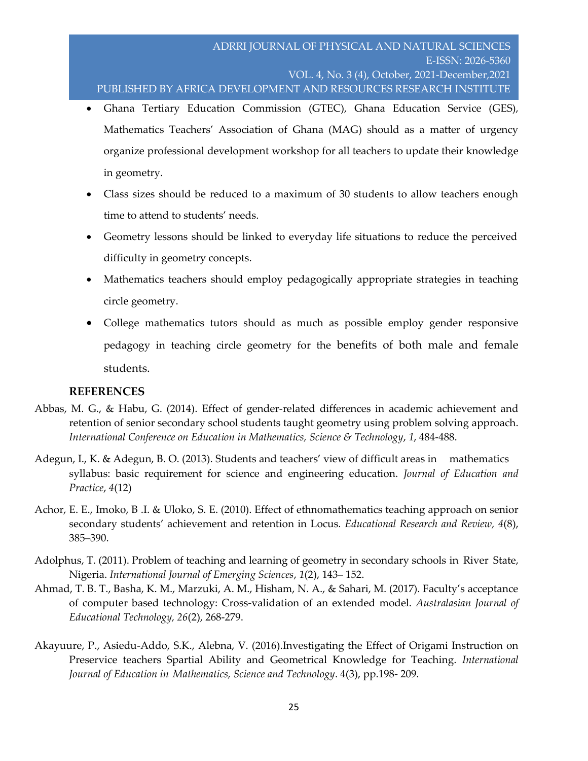- Ghana Tertiary Education Commission (GTEC), Ghana Education Service (GES), Mathematics Teachers' Association of Ghana (MAG) should as a matter of urgency organize professional development workshop for all teachers to update their knowledge in geometry.
- Class sizes should be reduced to a maximum of 30 students to allow teachers enough time to attend to students' needs.
- Geometry lessons should be linked to everyday life situations to reduce the perceived difficulty in geometry concepts.
- Mathematics teachers should employ pedagogically appropriate strategies in teaching circle geometry.
- College mathematics tutors should as much as possible employ gender responsive pedagogy in teaching circle geometry for the benefits of both male and female students.

## REFERENCES

Abbas, M. G., & Habu, G. (2014). Effect of gender-related differences in academic achievement and retention of senior secondary school students taught geometry using problem solving approach. *International Conference on Education in Mathematics, Science & Technology*, *1*, 484-488.

Adegun, I., K. & Adegun, B. O. (2013). Students and teachers' view of difficult areas in mathematics syllabus: basic requirement for science and engineering education. *Journal of Education and Practice*, *4*(12)

Achor, E. E., Imoko, B .I. & Uloko, S. E. (2010). Effect of ethnomathematics teaching approach on senior secondary students' achievement and retention in Locus. *Educational Research and Review, 4*(8), 385–390.

Adolphus, T. (2011). Problem of teaching and learning of geometry in secondary schools in River State, Nigeria. *International Journal of Emerging Sciences*, *1*(2), 143– 152.

Ahmad, T. B. T., Basha, K. M., Marzuki, A. M., Hisham, N. A., & Sahari, M. (2017). Faculty's acceptance of computer based technology: Cross-validation of an extended model. *Australasian Journal of Educational Technology, 26*(2), 268-279.

Akayuure, P., Asiedu-Addo, S.K., Alebna, V. (2016).Investigating the Effect of Origami Instruction on Preservice teachers Spartial Ability and Geometrical Knowledge for Teaching. *International Journal of Education in Mathematics, Science and Technology*. 4(3), pp.198- 209.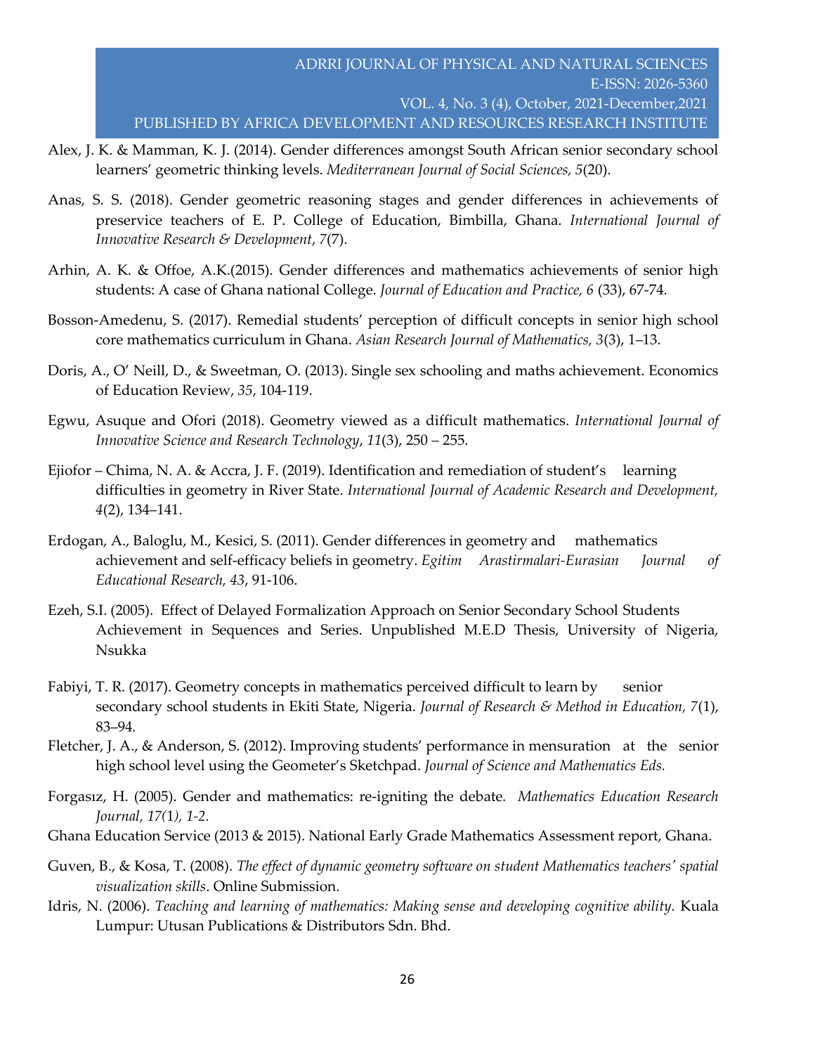Alex, J. K. & Mamman, K. J. (2014). Gender differences amongst South African senior secondary school learners' geometric thinking levels. *Mediterranean Journal of Social Sciences, 5*(20).

Anas, S. S. (2018). Gender geometric reasoning stages and gender differences in achievements of preservice teachers of E. P. College of Education, Bimbilla, Ghana. *International Journal of Innovative Research & Development*, *7*(7).

Arhin, A. K. & Offoe, A.K.(2015). Gender differences and mathematics achievements of senior high students: A case of Ghana national College. *Journal of Education and Practice, 6* (33), 67-74.

Bosson-Amedenu, S. (2017). Remedial students' perception of difficult concepts in senior high school core mathematics curriculum in Ghana. *Asian Research Journal of Mathematics, 3*(3), 1–13.

Doris, A., O' Neill, D., & Sweetman, O. (2013). Single sex schooling and maths achievement. Economics of Education Review, *35*, 104-119.

Egwu, Asuque and Ofori (2018). Geometry viewed as a difficult mathematics. *International Journal of Innovative Science and Research Technology*, *11*(3), 250 – 255.

Ejiofor – Chima, N. A. & Accra, J. F. (2019). Identification and remediation of student's learning difficulties in geometry in River State. *International Journal of Academic Research and Development, 4*(2), 134–141.

Erdogan, A., Baloglu, M., Kesici, S. (2011). Gender differences in geometry and mathematics achievement and self-efficacy beliefs in geometry. *Egitim Arastirmalari-Eurasian Journal of Educational Research, 43*, 91-106.

Ezeh, S.I. (2005). Effect of Delayed Formalization Approach on Senior Secondary School Students Achievement in Sequences and Series. Unpublished M.E.D Thesis, University of Nigeria, Nsukka

Fabiyi, T. R. (2017). Geometry concepts in mathematics perceived difficult to learn by senior secondary school students in Ekiti State, Nigeria. *Journal of Research & Method in Education, 7*(1), 83–94.

Fletcher, J. A., & Anderson, S. (2012). Improving students' performance in mensuration at the senior high school level using the Geometer's Sketchpad. *Journal of Science and Mathematics Eds.*

Forgasız, H. (2005). Gender and mathematics: re-igniting the debate. *Mathematics Education Research Journal, 17(*1*), 1-2.*

Ghana Education Service (2013 & 2015). National Early Grade Mathematics Assessment report, Ghana.

Guven, B., & Kosa, T. (2008). *The effect of dynamic geometry software on student Mathematics teachers' spatial visualization skills*. Online Submission.

Idris, N. (2006). *Teaching and learning of mathematics: Making sense and developing cognitive ability.* Kuala Lumpur: Utusan Publications & Distributors Sdn. Bhd.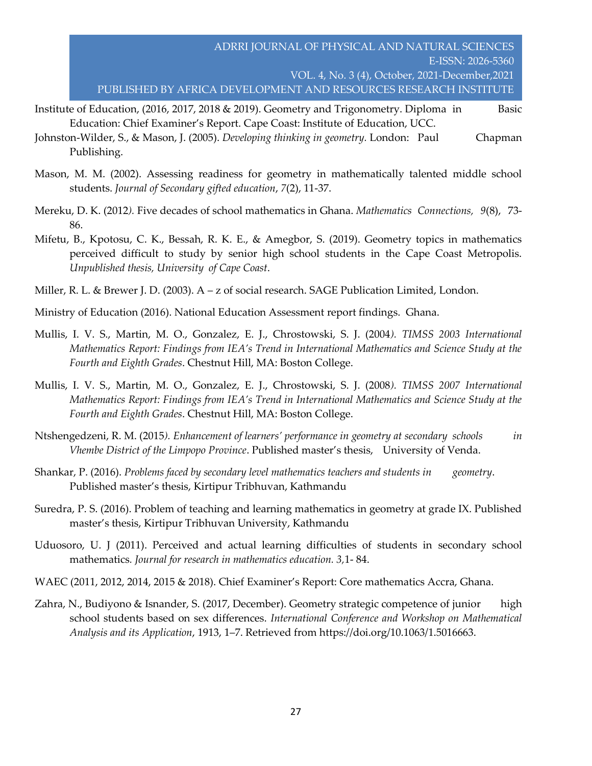Institute of Education, (2016, 2017, 2018 & 2019). Geometry and Trigonometry. Diploma in Basic Education: Chief Examiner's Report. Cape Coast: Institute of Education, UCC.

Johnston-Wilder, S., & Mason, J. (2005). *Developing thinking in geometry.* London: Paul Chapman Publishing.

Mason, M. M. (2002). Assessing readiness for geometry in mathematically talented middle school students. *Journal of Secondary gifted education*, *7*(2), 11-37.

Mereku, D. K. (2012*).* Five decades of school mathematics in Ghana. *Mathematics Connections, 9*(8), 73-86.

Mifetu, B., Kpotosu, C. K., Bessah, R. K. E., & Amegbor, S. (2019). Geometry topics in mathematics perceived difficult to study by senior high school students in the Cape Coast Metropolis. *Unpublished thesis, University of Cape Coast*.

Miller, R. L. & Brewer J. D. (2003). A – z of social research. SAGE Publication Limited, London.

Ministry of Education (2016). National Education Assessment report findings. Ghana.

Mullis, I. V. S., Martin, M. O., Gonzalez, E. J., Chrostowski, S. J. (2004*). TIMSS 2003 International Mathematics Report: Findings from IEA's Trend in International Mathematics and Science Study at the Fourth and Eighth Grades*. Chestnut Hill, MA: Boston College.

Mullis, I. V. S., Martin, M. O., Gonzalez, E. J., Chrostowski, S. J. (2008*). TIMSS 2007 International Mathematics Report: Findings from IEA's Trend in International Mathematics and Science Study at the Fourth and Eighth Grades*. Chestnut Hill, MA: Boston College.

Ntshengedzeni, R. M. (2015*). Enhancement of learners' performance in geometry at secondary schools in Vhembe District of the Limpopo Province*. Published master's thesis, University of Venda.

Shankar, P. (2016). *Problems faced by secondary level mathematics teachers and students in geometry*. Published master's thesis, Kirtipur Tribhuvan, Kathmandu

Suredra, P. S. (2016). Problem of teaching and learning mathematics in geometry at grade IX. Published master's thesis, Kirtipur Tribhuvan University, Kathmandu

Uduosoro, U. J (2011). Perceived and actual learning difficulties of students in secondary school mathematics. *Journal for research in mathematics education. 3,*1- 84.

WAEC (2011, 2012, 2014, 2015 & 2018). Chief Examiner's Report: Core mathematics Accra, Ghana.

Zahra, N., Budiyono & Isnander, S. (2017, December). Geometry strategic competence of junior high school students based on sex differences. *International Conference and Workshop on Mathematical Analysis and its Application*, 1913, 1–7. Retrieved from https://doi.org/10.1063/1.5016663.